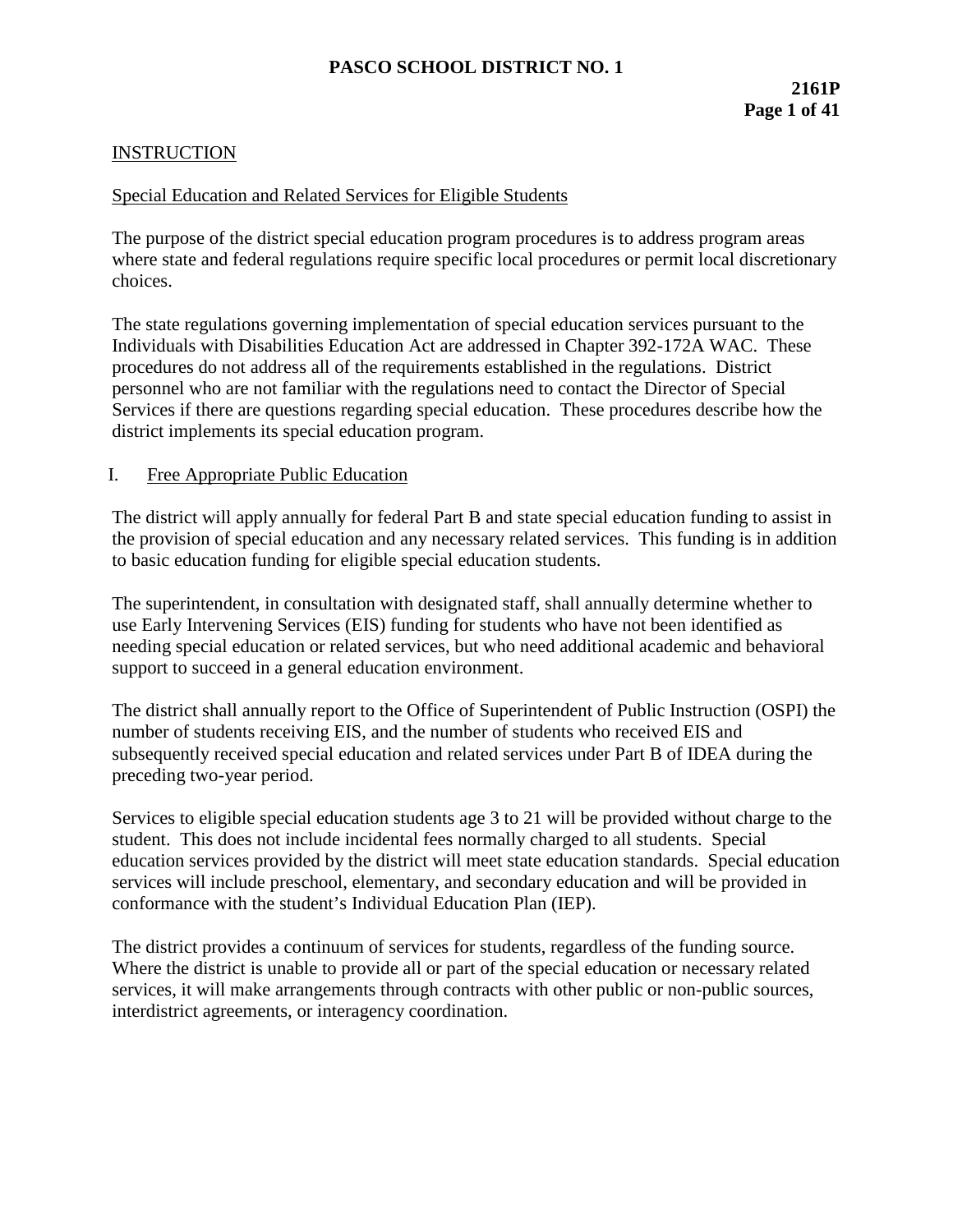# PASCO SCHOOL DISTRICT NO. 1

**2161P**

## INSTRUCTION

### Special Education and Related Services for Eligible Students

The purpose of the district special education program procedures is to address program areas where state and federal regulations require specific local procedures or permit local discretionary choices.

The state regulations governing implementation of special education services pursuant to the Individuals with Disabilities Education Act are addressed in Chapter 392-172A WAC. These procedures do not address all of the requirements established in the regulations. District personnel who are not familiar with the regulations need to contact the Director of Special Services if there are questions regarding special education. These procedures describe how the district implements its special education program.

### I. Free Appropriate Public Education

The district will apply annually for federal Part B and state special education funding to assist in the provision of special education and any necessary related services. This funding is in addition to basic education funding for eligible special education students.

The superintendent, in consultation with designated staff, shall annually determine whether to use Early Intervening Services (EIS) funding for students who have not been identified as needing special education or related services, but who need additional academic and behavioral support to succeed in a general education environment.

The district shall annually report to the Office of Superintendent of Public Instruction (OSPI) the number of students receiving EIS, and the number of students who received EIS and subsequently received special education and related services under Part B of IDEA during the preceding two-year period.

Services to eligible special education students age 3 to 21 will be provided without charge to the student. This does not include incidental fees normally charged to all students. Special education services provided by the district will meet state education standards. Special education services will include preschool, elementary, and secondary education and will be provided in conformance with the student's Individual Education Plan (IEP).

The district provides a continuum of services for students, regardless of the funding source. Where the district is unable to provide all or part of the special education or necessary related services, it will make arrangements through contracts with other public or non-public sources, interdistrict agreements, or interagency coordination.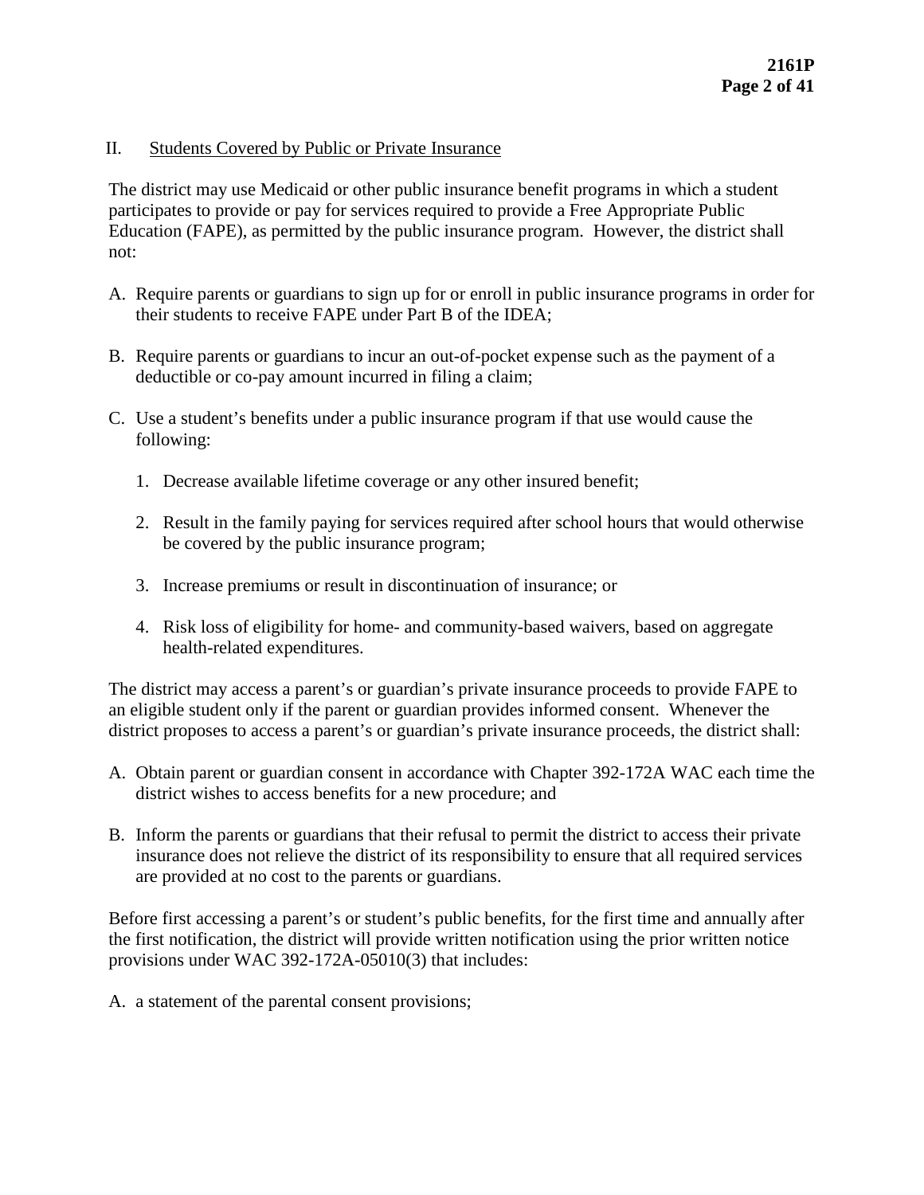## II. Students Covered by Public or Private Insurance

The district may use Medicaid or other public insurance benefit programs in which a student participates to provide or pay for services required to provide a Free Appropriate Public Education (FAPE), as permitted by the public insurance program. However, the district shall not:

A. Require parents or guardians to sign up for or enroll in public insurance programs in order for their students to receive FAPE under Part B of the IDEA;

B. Require parents or guardians to incur an out-of-pocket expense such as the payment of a deductible or co-pay amount incurred in filing a claim;

C. Use a student's benefits under a public insurance program if that use would cause the following:

   1. Decrease available lifetime coverage or any other insured benefit;

   2. Result in the family paying for services required after school hours that would otherwise be covered by the public insurance program;

   3. Increase premiums or result in discontinuation of insurance; or

   4. Risk loss of eligibility for home- and community-based waivers, based on aggregate health-related expenditures.

The district may access a parent's or guardian's private insurance proceeds to provide FAPE to an eligible student only if the parent or guardian provides informed consent. Whenever the district proposes to access a parent's or guardian's private insurance proceeds, the district shall:

A. Obtain parent or guardian consent in accordance with Chapter 392-172A WAC each time the district wishes to access benefits for a new procedure; and

B. Inform the parents or guardians that their refusal to permit the district to access their private insurance does not relieve the district of its responsibility to ensure that all required services are provided at no cost to the parents or guardians.

Before first accessing a parent's or student's public benefits, for the first time and annually after the first notification, the district will provide written notification using the prior written notice provisions under WAC 392-172A-05010(3) that includes:

A. a statement of the parental consent provisions;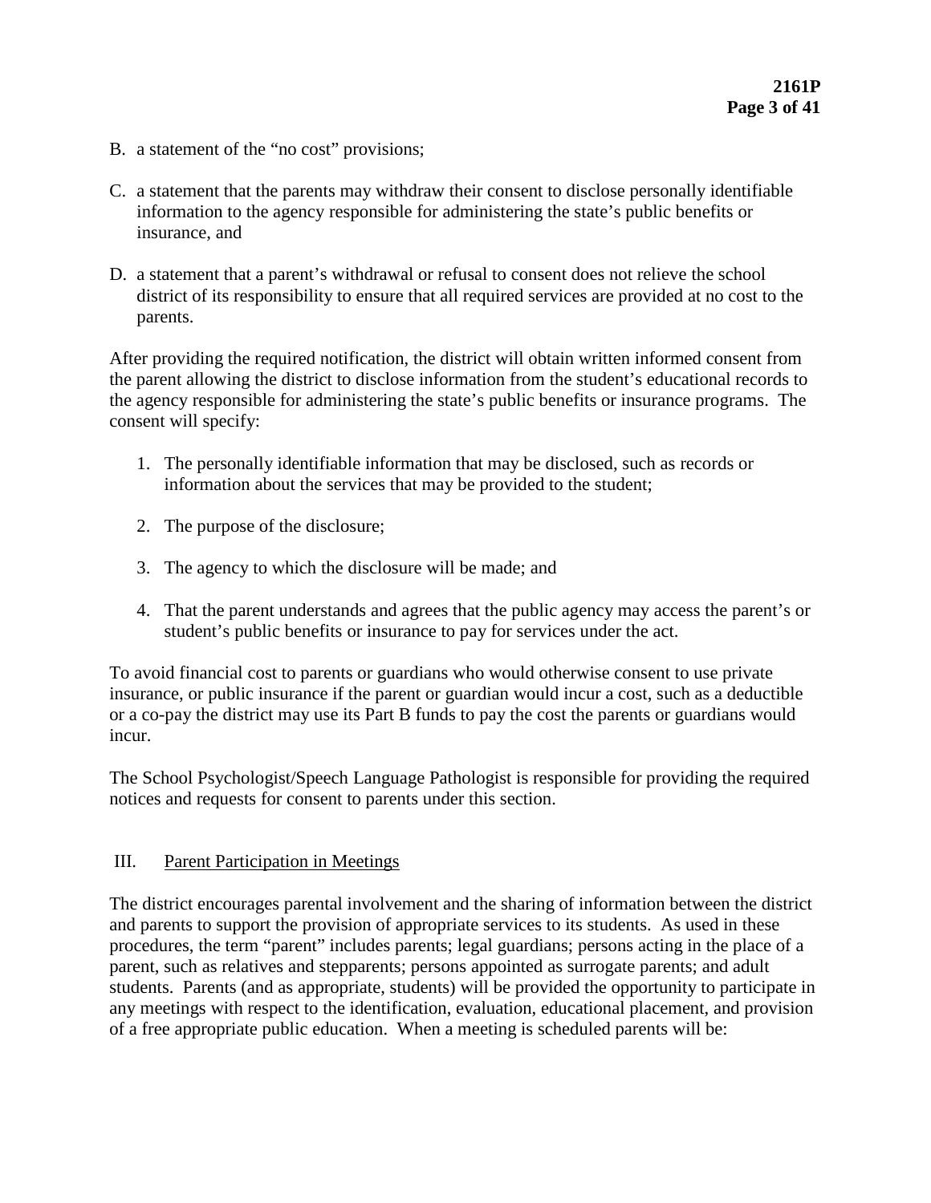B. a statement of the "no cost" provisions;

C. a statement that the parents may withdraw their consent to disclose personally identifiable information to the agency responsible for administering the state's public benefits or insurance, and

D. a statement that a parent's withdrawal or refusal to consent does not relieve the school district of its responsibility to ensure that all required services are provided at no cost to the parents.

After providing the required notification, the district will obtain written informed consent from the parent allowing the district to disclose information from the student's educational records to the agency responsible for administering the state's public benefits or insurance programs. The consent will specify:

1. The personally identifiable information that may be disclosed, such as records or information about the services that may be provided to the student;

2. The purpose of the disclosure;

3. The agency to which the disclosure will be made; and

4. That the parent understands and agrees that the public agency may access the parent's or student's public benefits or insurance to pay for services under the act.

To avoid financial cost to parents or guardians who would otherwise consent to use private insurance, or public insurance if the parent or guardian would incur a cost, such as a deductible or a co-pay the district may use its Part B funds to pay the cost the parents or guardians would incur.

The School Psychologist/Speech Language Pathologist is responsible for providing the required notices and requests for consent to parents under this section.

## III. Parent Participation in Meetings

The district encourages parental involvement and the sharing of information between the district and parents to support the provision of appropriate services to its students. As used in these procedures, the term "parent" includes parents; legal guardians; persons acting in the place of a parent, such as relatives and stepparents; persons appointed as surrogate parents; and adult students. Parents (and as appropriate, students) will be provided the opportunity to participate in any meetings with respect to the identification, evaluation, educational placement, and provision of a free appropriate public education. When a meeting is scheduled parents will be: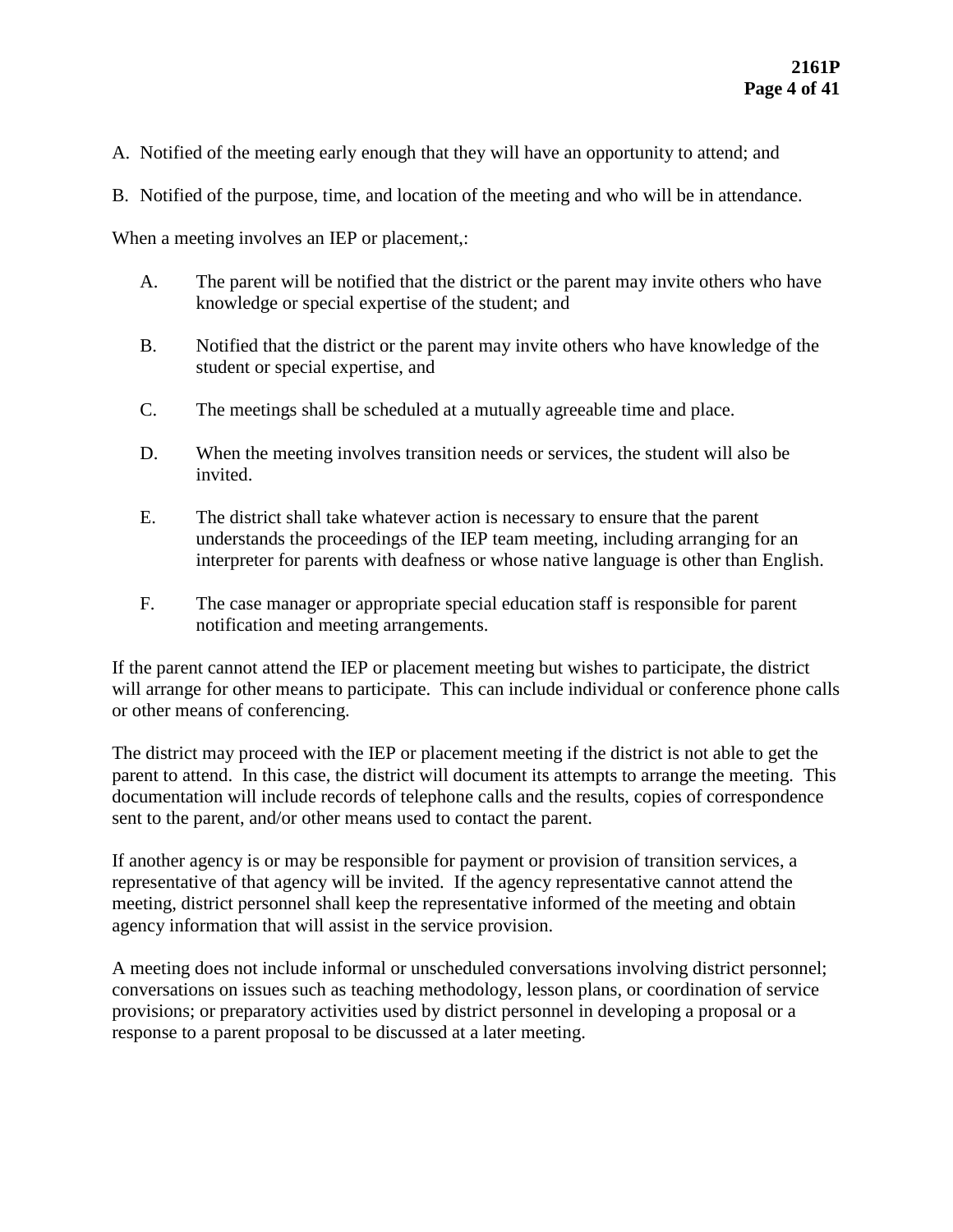A. Notified of the meeting early enough that they will have an opportunity to attend; and

B. Notified of the purpose, time, and location of the meeting and who will be in attendance.

When a meeting involves an IEP or placement,:

A. The parent will be notified that the district or the parent may invite others who have knowledge or special expertise of the student; and

B. Notified that the district or the parent may invite others who have knowledge of the student or special expertise, and

C. The meetings shall be scheduled at a mutually agreeable time and place.

D. When the meeting involves transition needs or services, the student will also be invited.

E. The district shall take whatever action is necessary to ensure that the parent understands the proceedings of the IEP team meeting, including arranging for an interpreter for parents with deafness or whose native language is other than English.

F. The case manager or appropriate special education staff is responsible for parent notification and meeting arrangements.

If the parent cannot attend the IEP or placement meeting but wishes to participate, the district will arrange for other means to participate. This can include individual or conference phone calls or other means of conferencing.

The district may proceed with the IEP or placement meeting if the district is not able to get the parent to attend. In this case, the district will document its attempts to arrange the meeting. This documentation will include records of telephone calls and the results, copies of correspondence sent to the parent, and/or other means used to contact the parent.

If another agency is or may be responsible for payment or provision of transition services, a representative of that agency will be invited. If the agency representative cannot attend the meeting, district personnel shall keep the representative informed of the meeting and obtain agency information that will assist in the service provision.

A meeting does not include informal or unscheduled conversations involving district personnel; conversations on issues such as teaching methodology, lesson plans, or coordination of service provisions; or preparatory activities used by district personnel in developing a proposal or a response to a parent proposal to be discussed at a later meeting.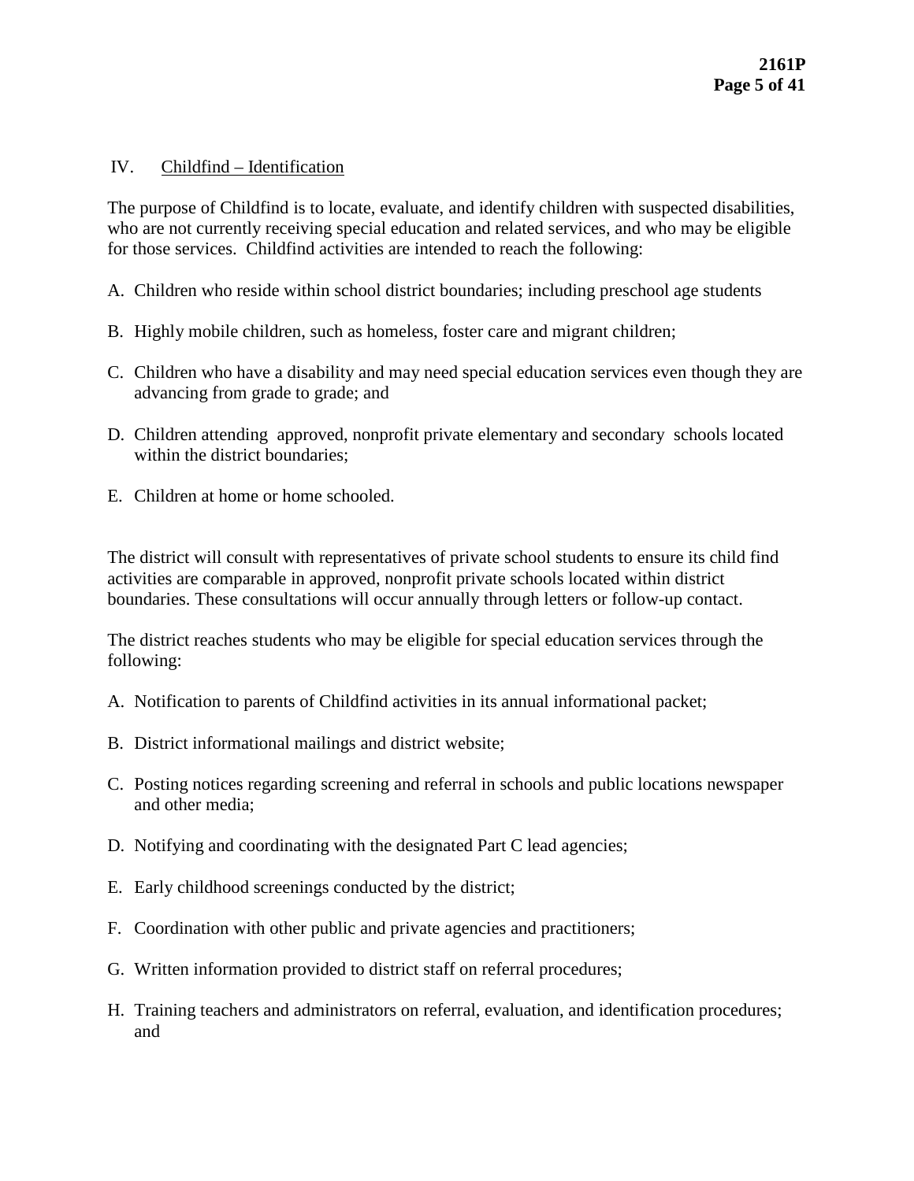## IV. Childfind – Identification

The purpose of Childfind is to locate, evaluate, and identify children with suspected disabilities, who are not currently receiving special education and related services, and who may be eligible for those services. Childfind activities are intended to reach the following:

A. Children who reside within school district boundaries; including preschool age students

B. Highly mobile children, such as homeless, foster care and migrant children;

C. Children who have a disability and may need special education services even though they are advancing from grade to grade; and

D. Children attending approved, nonprofit private elementary and secondary schools located within the district boundaries;

E. Children at home or home schooled.

The district will consult with representatives of private school students to ensure its child find activities are comparable in approved, nonprofit private schools located within district boundaries. These consultations will occur annually through letters or follow-up contact.

The district reaches students who may be eligible for special education services through the following:

A. Notification to parents of Childfind activities in its annual informational packet;

B. District informational mailings and district website;

C. Posting notices regarding screening and referral in schools and public locations newspaper and other media;

D. Notifying and coordinating with the designated Part C lead agencies;

E. Early childhood screenings conducted by the district;

F. Coordination with other public and private agencies and practitioners;

G. Written information provided to district staff on referral procedures;

H. Training teachers and administrators on referral, evaluation, and identification procedures; and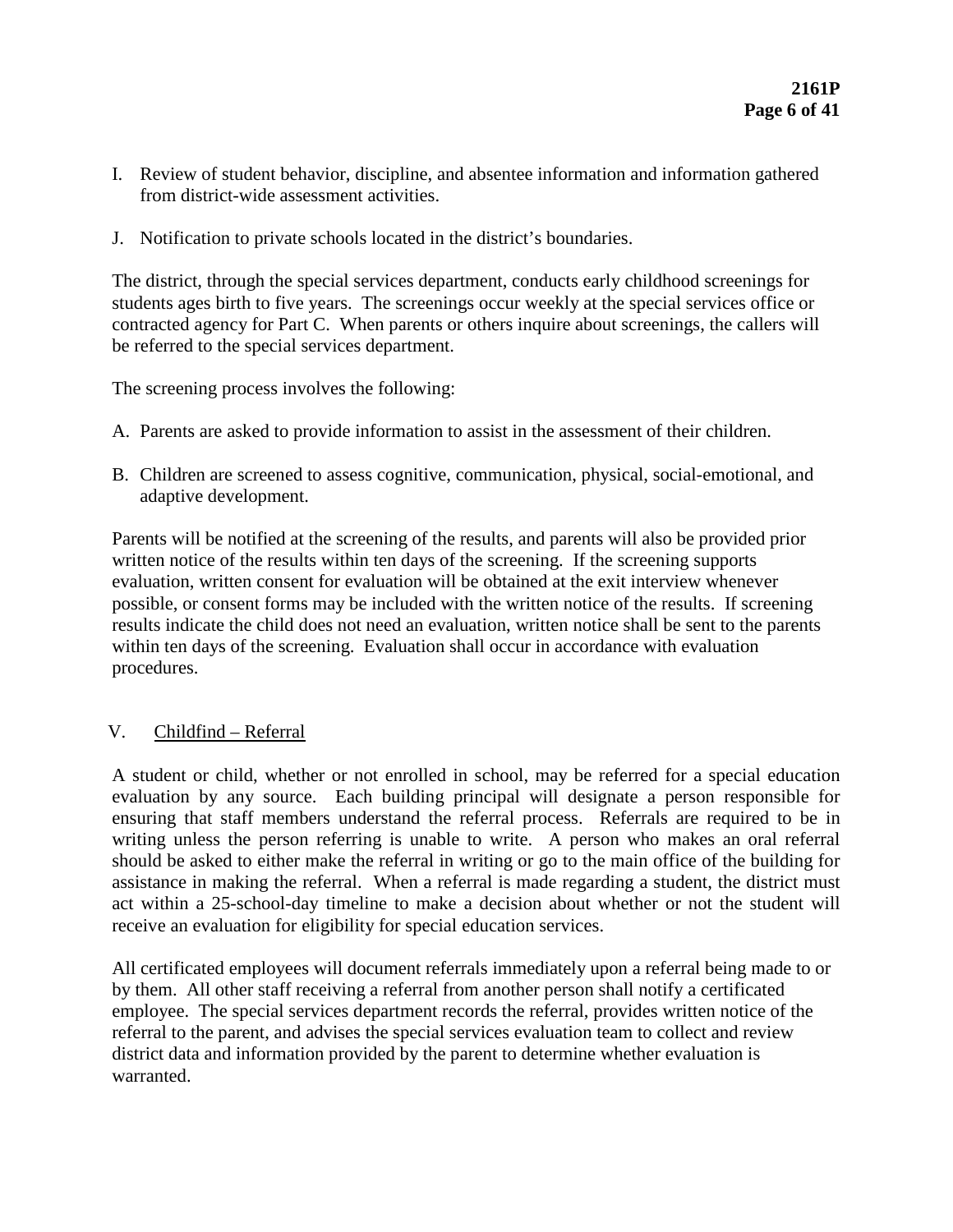I. Review of student behavior, discipline, and absentee information and information gathered from district-wide assessment activities.

J. Notification to private schools located in the district's boundaries.

The district, through the special services department, conducts early childhood screenings for students ages birth to five years. The screenings occur weekly at the special services office or contracted agency for Part C. When parents or others inquire about screenings, the callers will be referred to the special services department.

The screening process involves the following:

A. Parents are asked to provide information to assist in the assessment of their children.

B. Children are screened to assess cognitive, communication, physical, social-emotional, and adaptive development.

Parents will be notified at the screening of the results, and parents will also be provided prior written notice of the results within ten days of the screening. If the screening supports evaluation, written consent for evaluation will be obtained at the exit interview whenever possible, or consent forms may be included with the written notice of the results. If screening results indicate the child does not need an evaluation, written notice shall be sent to the parents within ten days of the screening. Evaluation shall occur in accordance with evaluation procedures.

## V. Childfind – Referral

A student or child, whether or not enrolled in school, may be referred for a special education evaluation by any source. Each building principal will designate a person responsible for ensuring that staff members understand the referral process. Referrals are required to be in writing unless the person referring is unable to write. A person who makes an oral referral should be asked to either make the referral in writing or go to the main office of the building for assistance in making the referral. When a referral is made regarding a student, the district must act within a 25-school-day timeline to make a decision about whether or not the student will receive an evaluation for eligibility for special education services.

All certificated employees will document referrals immediately upon a referral being made to or by them. All other staff receiving a referral from another person shall notify a certificated employee. The special services department records the referral, provides written notice of the referral to the parent, and advises the special services evaluation team to collect and review district data and information provided by the parent to determine whether evaluation is warranted.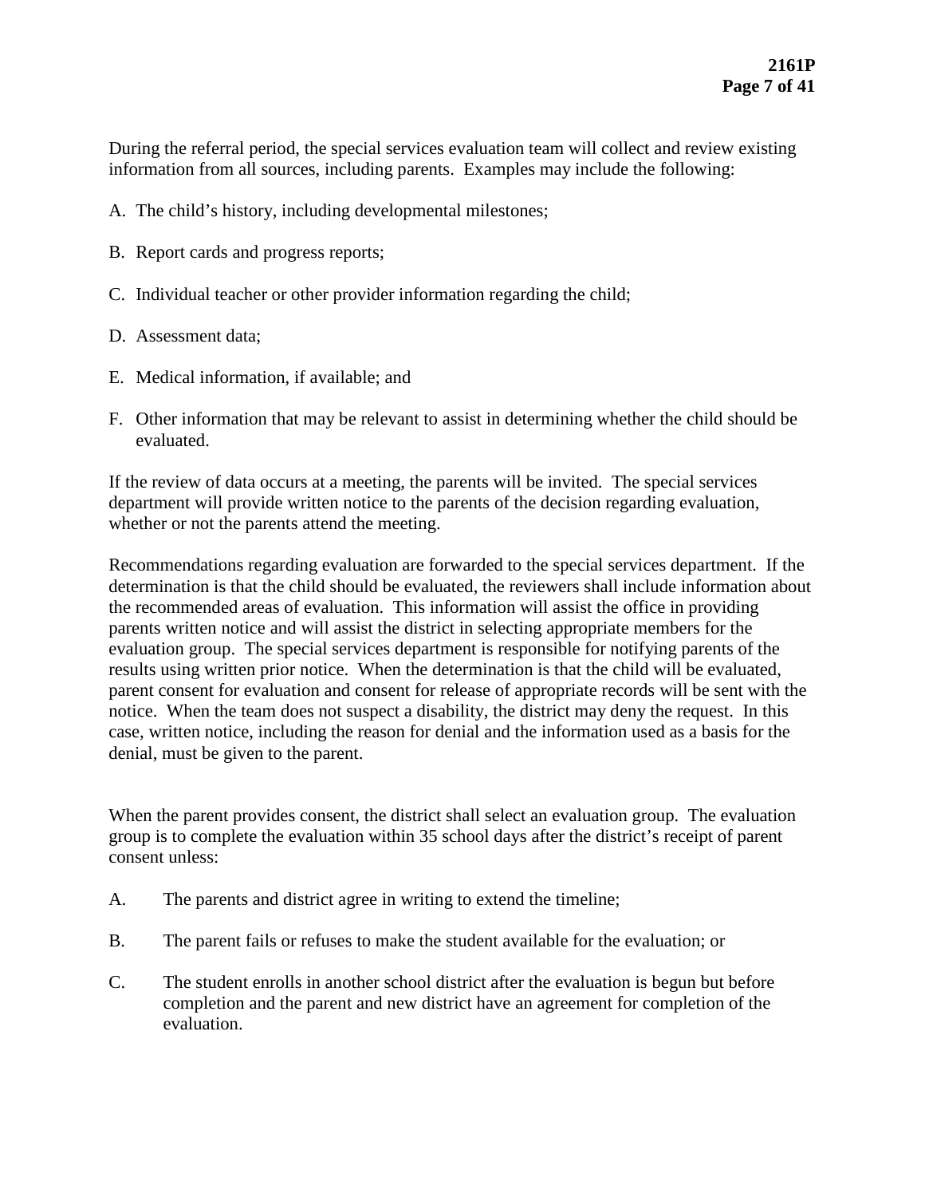During the referral period, the special services evaluation team will collect and review existing information from all sources, including parents. Examples may include the following:

A. The child's history, including developmental milestones;

B. Report cards and progress reports;

C. Individual teacher or other provider information regarding the child;

D. Assessment data;

E. Medical information, if available; and

F. Other information that may be relevant to assist in determining whether the child should be evaluated.

If the review of data occurs at a meeting, the parents will be invited. The special services department will provide written notice to the parents of the decision regarding evaluation, whether or not the parents attend the meeting.

Recommendations regarding evaluation are forwarded to the special services department. If the determination is that the child should be evaluated, the reviewers shall include information about the recommended areas of evaluation. This information will assist the office in providing parents written notice and will assist the district in selecting appropriate members for the evaluation group. The special services department is responsible for notifying parents of the results using written prior notice. When the determination is that the child will be evaluated, parent consent for evaluation and consent for release of appropriate records will be sent with the notice. When the team does not suspect a disability, the district may deny the request. In this case, written notice, including the reason for denial and the information used as a basis for the denial, must be given to the parent.

When the parent provides consent, the district shall select an evaluation group. The evaluation group is to complete the evaluation within 35 school days after the district's receipt of parent consent unless:

A. The parents and district agree in writing to extend the timeline;

B. The parent fails or refuses to make the student available for the evaluation; or

C. The student enrolls in another school district after the evaluation is begun but before completion and the parent and new district have an agreement for completion of the evaluation.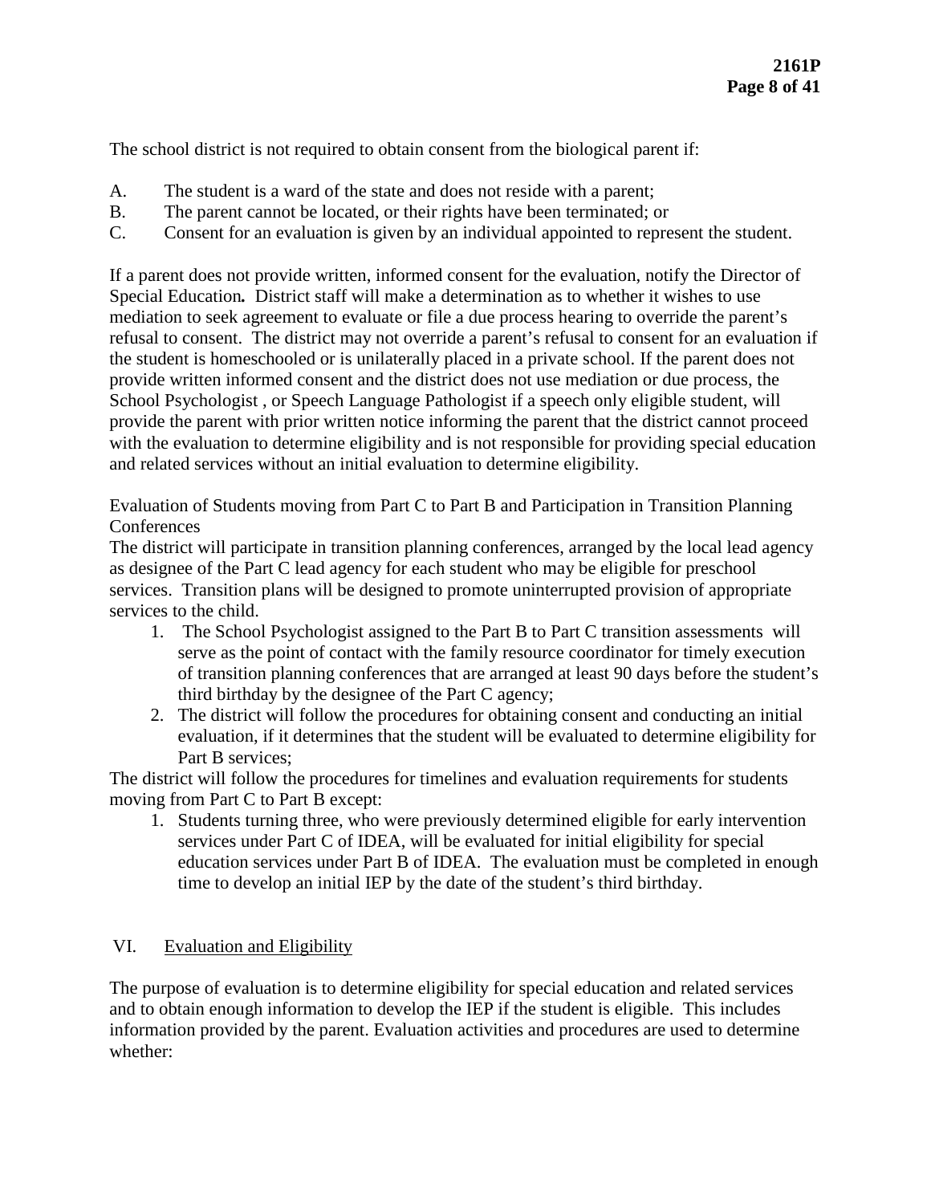The school district is not required to obtain consent from the biological parent if:

A. The student is a ward of the state and does not reside with a parent;
B. The parent cannot be located, or their rights have been terminated; or
C. Consent for an evaluation is given by an individual appointed to represent the student.

If a parent does not provide written, informed consent for the evaluation, notify the Director of Special Education***.*** District staff will make a determination as to whether it wishes to use mediation to seek agreement to evaluate or file a due process hearing to override the parent's refusal to consent. The district may not override a parent's refusal to consent for an evaluation if the student is homeschooled or is unilaterally placed in a private school. If the parent does not provide written informed consent and the district does not use mediation or due process, the School Psychologist , or Speech Language Pathologist if a speech only eligible student, will provide the parent with prior written notice informing the parent that the district cannot proceed with the evaluation to determine eligibility and is not responsible for providing special education and related services without an initial evaluation to determine eligibility.

Evaluation of Students moving from Part C to Part B and Participation in Transition Planning Conferences

The district will participate in transition planning conferences, arranged by the local lead agency as designee of the Part C lead agency for each student who may be eligible for preschool services. Transition plans will be designed to promote uninterrupted provision of appropriate services to the child.

1. The School Psychologist assigned to the Part B to Part C transition assessments will serve as the point of contact with the family resource coordinator for timely execution of transition planning conferences that are arranged at least 90 days before the student's third birthday by the designee of the Part C agency;
2. The district will follow the procedures for obtaining consent and conducting an initial evaluation, if it determines that the student will be evaluated to determine eligibility for Part B services;

The district will follow the procedures for timelines and evaluation requirements for students moving from Part C to Part B except:

1. Students turning three, who were previously determined eligible for early intervention services under Part C of IDEA, will be evaluated for initial eligibility for special education services under Part B of IDEA. The evaluation must be completed in enough time to develop an initial IEP by the date of the student's third birthday.

## VI. Evaluation and Eligibility

The purpose of evaluation is to determine eligibility for special education and related services and to obtain enough information to develop the IEP if the student is eligible. This includes information provided by the parent. Evaluation activities and procedures are used to determine whether: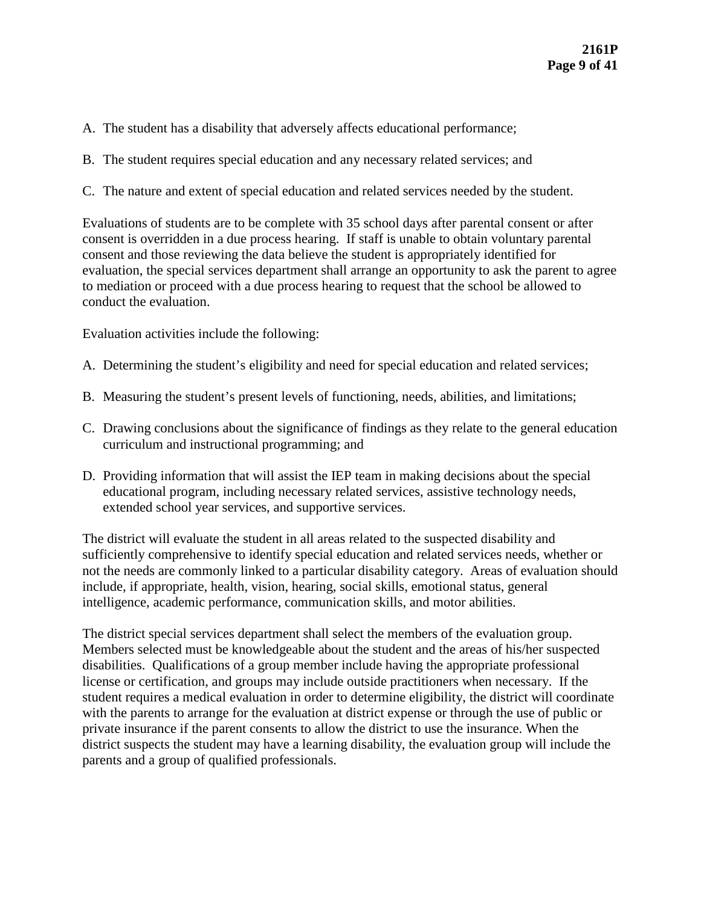A. The student has a disability that adversely affects educational performance;

B. The student requires special education and any necessary related services; and

C. The nature and extent of special education and related services needed by the student.

Evaluations of students are to be complete with 35 school days after parental consent or after consent is overridden in a due process hearing. If staff is unable to obtain voluntary parental consent and those reviewing the data believe the student is appropriately identified for evaluation, the special services department shall arrange an opportunity to ask the parent to agree to mediation or proceed with a due process hearing to request that the school be allowed to conduct the evaluation.

Evaluation activities include the following:

A. Determining the student's eligibility and need for special education and related services;

B. Measuring the student's present levels of functioning, needs, abilities, and limitations;

C. Drawing conclusions about the significance of findings as they relate to the general education curriculum and instructional programming; and

D. Providing information that will assist the IEP team in making decisions about the special educational program, including necessary related services, assistive technology needs, extended school year services, and supportive services.

The district will evaluate the student in all areas related to the suspected disability and sufficiently comprehensive to identify special education and related services needs, whether or not the needs are commonly linked to a particular disability category. Areas of evaluation should include, if appropriate, health, vision, hearing, social skills, emotional status, general intelligence, academic performance, communication skills, and motor abilities.

The district special services department shall select the members of the evaluation group. Members selected must be knowledgeable about the student and the areas of his/her suspected disabilities. Qualifications of a group member include having the appropriate professional license or certification, and groups may include outside practitioners when necessary. If the student requires a medical evaluation in order to determine eligibility, the district will coordinate with the parents to arrange for the evaluation at district expense or through the use of public or private insurance if the parent consents to allow the district to use the insurance. When the district suspects the student may have a learning disability, the evaluation group will include the parents and a group of qualified professionals.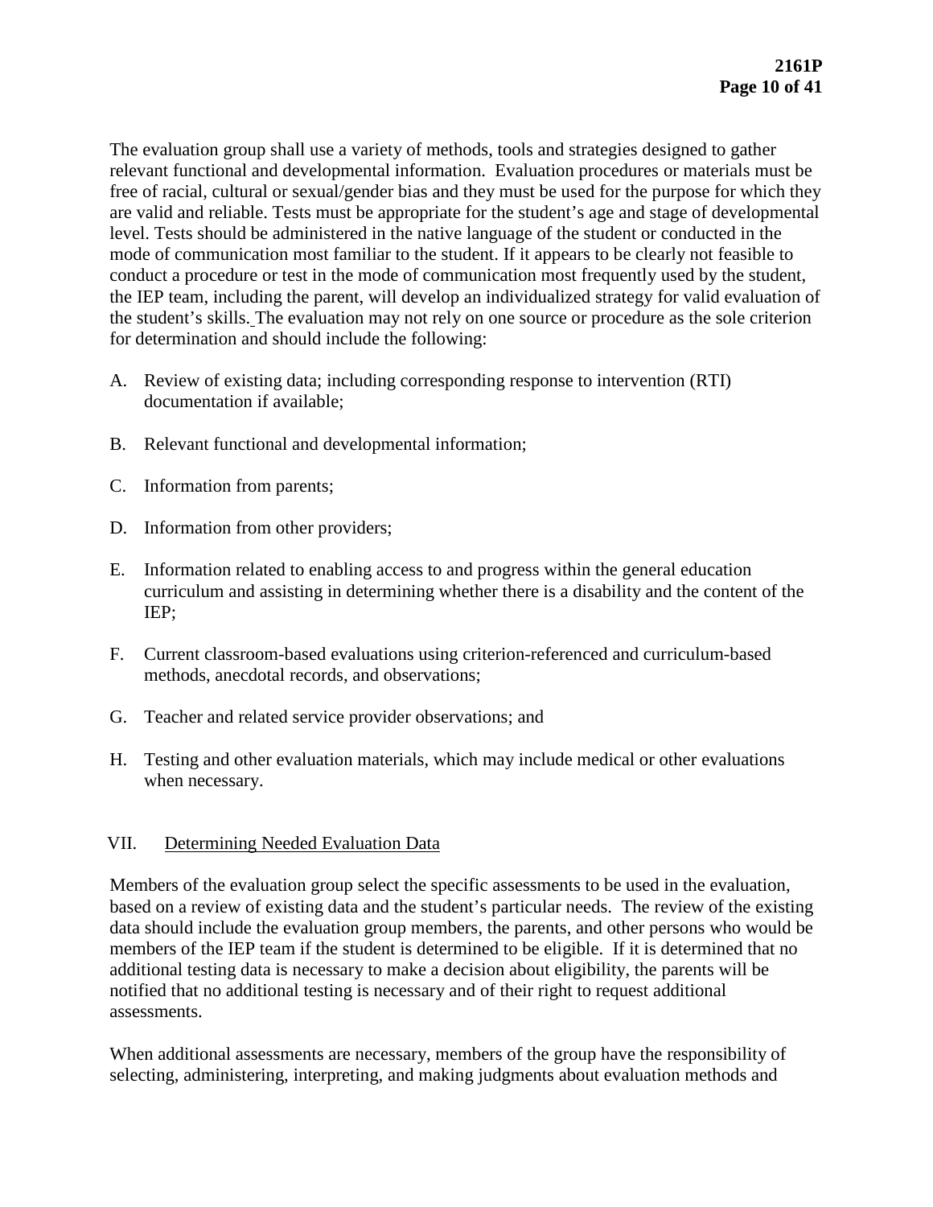The evaluation group shall use a variety of methods, tools and strategies designed to gather relevant functional and developmental information. Evaluation procedures or materials must be free of racial, cultural or sexual/gender bias and they must be used for the purpose for which they are valid and reliable. Tests must be appropriate for the student's age and stage of developmental level. Tests should be administered in the native language of the student or conducted in the mode of communication most familiar to the student. If it appears to be clearly not feasible to conduct a procedure or test in the mode of communication most frequently used by the student, the IEP team, including the parent, will develop an individualized strategy for valid evaluation of the student's skills. The evaluation may not rely on one source or procedure as the sole criterion for determination and should include the following:

A. Review of existing data; including corresponding response to intervention (RTI) documentation if available;

B. Relevant functional and developmental information;

C. Information from parents;

D. Information from other providers;

E. Information related to enabling access to and progress within the general education curriculum and assisting in determining whether there is a disability and the content of the IEP;

F. Current classroom-based evaluations using criterion-referenced and curriculum-based methods, anecdotal records, and observations;

G. Teacher and related service provider observations; and

H. Testing and other evaluation materials, which may include medical or other evaluations when necessary.

## VII. Determining Needed Evaluation Data

Members of the evaluation group select the specific assessments to be used in the evaluation, based on a review of existing data and the student's particular needs. The review of the existing data should include the evaluation group members, the parents, and other persons who would be members of the IEP team if the student is determined to be eligible. If it is determined that no additional testing data is necessary to make a decision about eligibility, the parents will be notified that no additional testing is necessary and of their right to request additional assessments.

When additional assessments are necessary, members of the group have the responsibility of selecting, administering, interpreting, and making judgments about evaluation methods and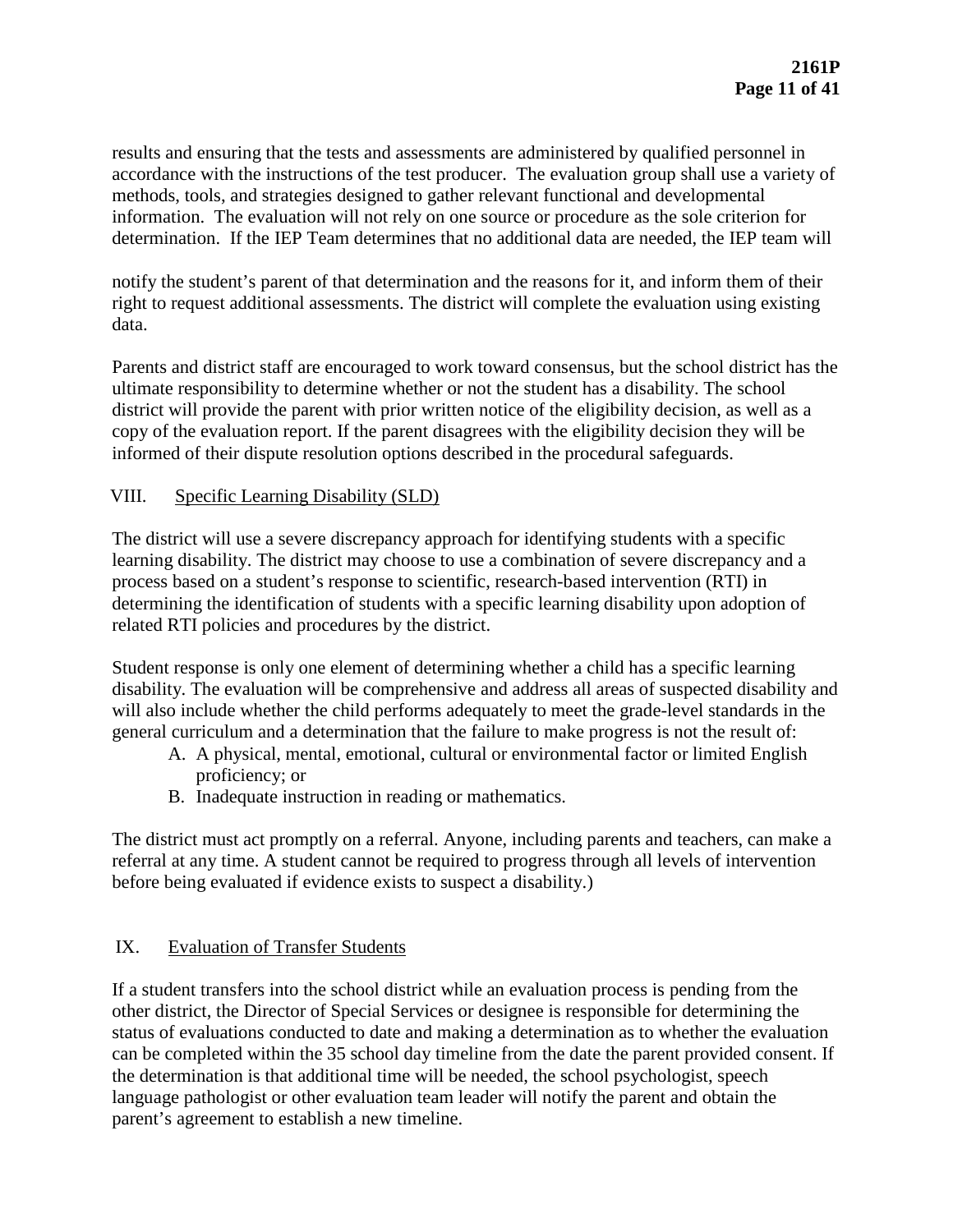results and ensuring that the tests and assessments are administered by qualified personnel in accordance with the instructions of the test producer. The evaluation group shall use a variety of methods, tools, and strategies designed to gather relevant functional and developmental information. The evaluation will not rely on one source or procedure as the sole criterion for determination. If the IEP Team determines that no additional data are needed, the IEP team will

notify the student's parent of that determination and the reasons for it, and inform them of their right to request additional assessments. The district will complete the evaluation using existing data.

Parents and district staff are encouraged to work toward consensus, but the school district has the ultimate responsibility to determine whether or not the student has a disability. The school district will provide the parent with prior written notice of the eligibility decision, as well as a copy of the evaluation report. If the parent disagrees with the eligibility decision they will be informed of their dispute resolution options described in the procedural safeguards.

## VIII. Specific Learning Disability (SLD)

The district will use a severe discrepancy approach for identifying students with a specific learning disability. The district may choose to use a combination of severe discrepancy and a process based on a student's response to scientific, research-based intervention (RTI) in determining the identification of students with a specific learning disability upon adoption of related RTI policies and procedures by the district.

Student response is only one element of determining whether a child has a specific learning disability. The evaluation will be comprehensive and address all areas of suspected disability and will also include whether the child performs adequately to meet the grade-level standards in the general curriculum and a determination that the failure to make progress is not the result of:

A. A physical, mental, emotional, cultural or environmental factor or limited English proficiency; or
B. Inadequate instruction in reading or mathematics.

The district must act promptly on a referral. Anyone, including parents and teachers, can make a referral at any time. A student cannot be required to progress through all levels of intervention before being evaluated if evidence exists to suspect a disability.)

## IX. Evaluation of Transfer Students

If a student transfers into the school district while an evaluation process is pending from the other district, the Director of Special Services or designee is responsible for determining the status of evaluations conducted to date and making a determination as to whether the evaluation can be completed within the 35 school day timeline from the date the parent provided consent. If the determination is that additional time will be needed, the school psychologist, speech language pathologist or other evaluation team leader will notify the parent and obtain the parent's agreement to establish a new timeline.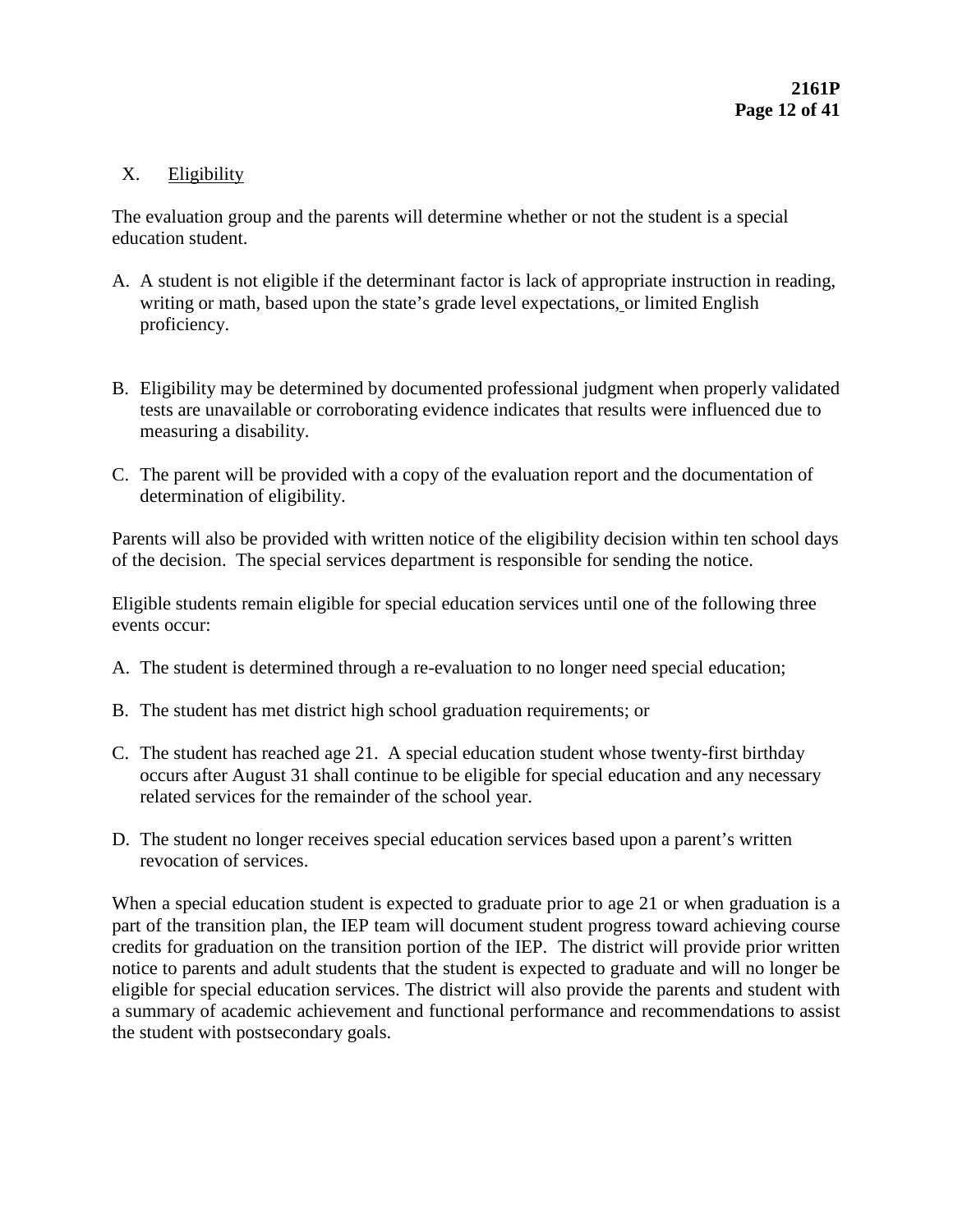## X. Eligibility

The evaluation group and the parents will determine whether or not the student is a special education student.

A. A student is not eligible if the determinant factor is lack of appropriate instruction in reading, writing or math, based upon the state's grade level expectations, or limited English proficiency.

B. Eligibility may be determined by documented professional judgment when properly validated tests are unavailable or corroborating evidence indicates that results were influenced due to measuring a disability.

C. The parent will be provided with a copy of the evaluation report and the documentation of determination of eligibility.

Parents will also be provided with written notice of the eligibility decision within ten school days of the decision. The special services department is responsible for sending the notice.

Eligible students remain eligible for special education services until one of the following three events occur:

A. The student is determined through a re-evaluation to no longer need special education;

B. The student has met district high school graduation requirements; or

C. The student has reached age 21. A special education student whose twenty-first birthday occurs after August 31 shall continue to be eligible for special education and any necessary related services for the remainder of the school year.

D. The student no longer receives special education services based upon a parent's written revocation of services.

When a special education student is expected to graduate prior to age 21 or when graduation is a part of the transition plan, the IEP team will document student progress toward achieving course credits for graduation on the transition portion of the IEP. The district will provide prior written notice to parents and adult students that the student is expected to graduate and will no longer be eligible for special education services. The district will also provide the parents and student with a summary of academic achievement and functional performance and recommendations to assist the student with postsecondary goals.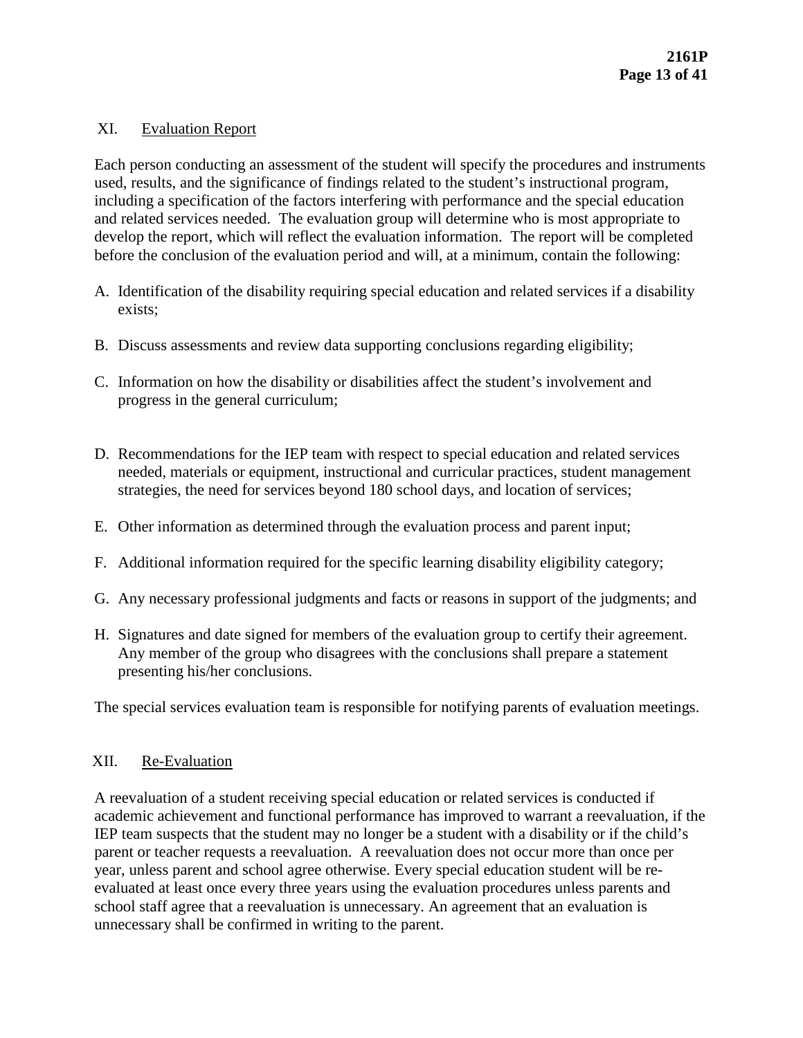## XI. Evaluation Report

Each person conducting an assessment of the student will specify the procedures and instruments used, results, and the significance of findings related to the student's instructional program, including a specification of the factors interfering with performance and the special education and related services needed. The evaluation group will determine who is most appropriate to develop the report, which will reflect the evaluation information. The report will be completed before the conclusion of the evaluation period and will, at a minimum, contain the following:

A. Identification of the disability requiring special education and related services if a disability exists;

B. Discuss assessments and review data supporting conclusions regarding eligibility;

C. Information on how the disability or disabilities affect the student's involvement and progress in the general curriculum;

D. Recommendations for the IEP team with respect to special education and related services needed, materials or equipment, instructional and curricular practices, student management strategies, the need for services beyond 180 school days, and location of services;

E. Other information as determined through the evaluation process and parent input;

F. Additional information required for the specific learning disability eligibility category;

G. Any necessary professional judgments and facts or reasons in support of the judgments; and

H. Signatures and date signed for members of the evaluation group to certify their agreement. Any member of the group who disagrees with the conclusions shall prepare a statement presenting his/her conclusions.

The special services evaluation team is responsible for notifying parents of evaluation meetings.

## XII. Re-Evaluation

A reevaluation of a student receiving special education or related services is conducted if academic achievement and functional performance has improved to warrant a reevaluation, if the IEP team suspects that the student may no longer be a student with a disability or if the child's parent or teacher requests a reevaluation. A reevaluation does not occur more than once per year, unless parent and school agree otherwise. Every special education student will be re-evaluated at least once every three years using the evaluation procedures unless parents and school staff agree that a reevaluation is unnecessary. An agreement that an evaluation is unnecessary shall be confirmed in writing to the parent.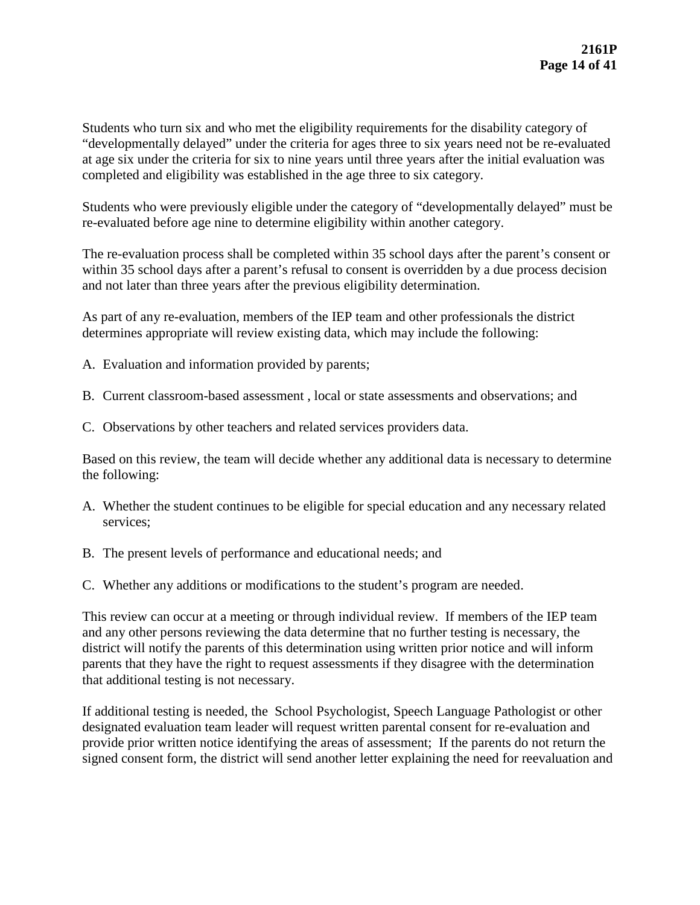Students who turn six and who met the eligibility requirements for the disability category of "developmentally delayed" under the criteria for ages three to six years need not be re-evaluated at age six under the criteria for six to nine years until three years after the initial evaluation was completed and eligibility was established in the age three to six category.

Students who were previously eligible under the category of "developmentally delayed" must be re-evaluated before age nine to determine eligibility within another category.

The re-evaluation process shall be completed within 35 school days after the parent's consent or within 35 school days after a parent's refusal to consent is overridden by a due process decision and not later than three years after the previous eligibility determination.

As part of any re-evaluation, members of the IEP team and other professionals the district determines appropriate will review existing data, which may include the following:

A. Evaluation and information provided by parents;

B. Current classroom-based assessment , local or state assessments and observations; and

C. Observations by other teachers and related services providers data.

Based on this review, the team will decide whether any additional data is necessary to determine the following:

A. Whether the student continues to be eligible for special education and any necessary related services;

B. The present levels of performance and educational needs; and

C. Whether any additions or modifications to the student's program are needed.

This review can occur at a meeting or through individual review. If members of the IEP team and any other persons reviewing the data determine that no further testing is necessary, the district will notify the parents of this determination using written prior notice and will inform parents that they have the right to request assessments if they disagree with the determination that additional testing is not necessary.

If additional testing is needed, the School Psychologist, Speech Language Pathologist or other designated evaluation team leader will request written parental consent for re-evaluation and provide prior written notice identifying the areas of assessment; If the parents do not return the signed consent form, the district will send another letter explaining the need for reevaluation and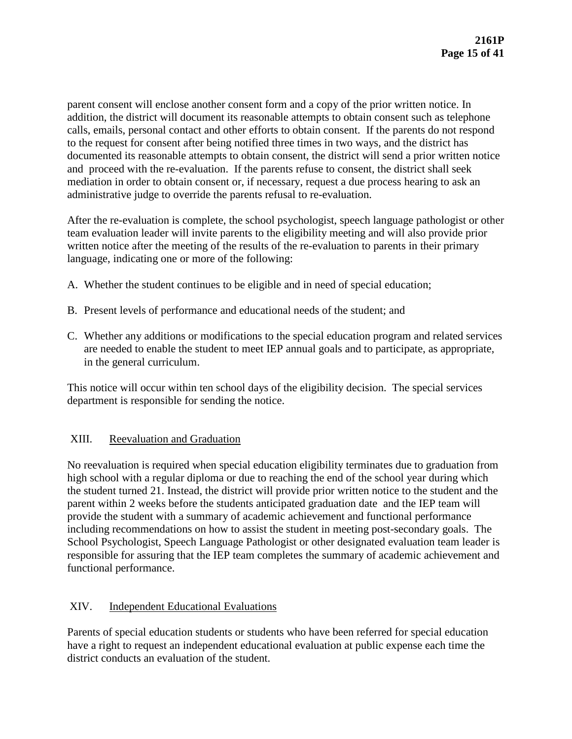parent consent will enclose another consent form and a copy of the prior written notice. In addition, the district will document its reasonable attempts to obtain consent such as telephone calls, emails, personal contact and other efforts to obtain consent. If the parents do not respond to the request for consent after being notified three times in two ways, and the district has documented its reasonable attempts to obtain consent, the district will send a prior written notice and proceed with the re-evaluation. If the parents refuse to consent, the district shall seek mediation in order to obtain consent or, if necessary, request a due process hearing to ask an administrative judge to override the parents refusal to re-evaluation.

After the re-evaluation is complete, the school psychologist, speech language pathologist or other team evaluation leader will invite parents to the eligibility meeting and will also provide prior written notice after the meeting of the results of the re-evaluation to parents in their primary language, indicating one or more of the following:

A. Whether the student continues to be eligible and in need of special education;

B. Present levels of performance and educational needs of the student; and

C. Whether any additions or modifications to the special education program and related services are needed to enable the student to meet IEP annual goals and to participate, as appropriate, in the general curriculum.

This notice will occur within ten school days of the eligibility decision. The special services department is responsible for sending the notice.

## XIII. Reevaluation and Graduation

No reevaluation is required when special education eligibility terminates due to graduation from high school with a regular diploma or due to reaching the end of the school year during which the student turned 21. Instead, the district will provide prior written notice to the student and the parent within 2 weeks before the students anticipated graduation date and the IEP team will provide the student with a summary of academic achievement and functional performance including recommendations on how to assist the student in meeting post-secondary goals. The School Psychologist, Speech Language Pathologist or other designated evaluation team leader is responsible for assuring that the IEP team completes the summary of academic achievement and functional performance.

## XIV. Independent Educational Evaluations

Parents of special education students or students who have been referred for special education have a right to request an independent educational evaluation at public expense each time the district conducts an evaluation of the student.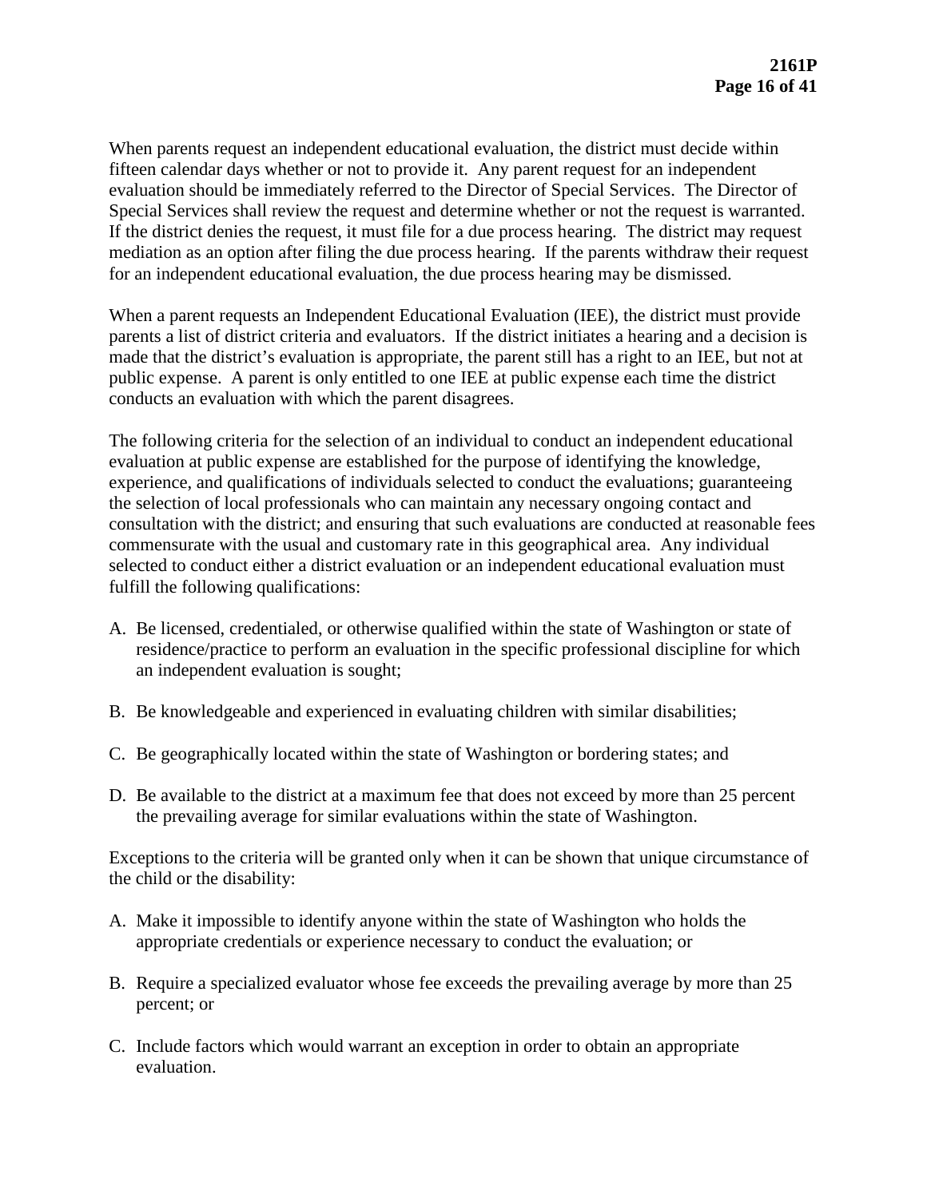When parents request an independent educational evaluation, the district must decide within fifteen calendar days whether or not to provide it. Any parent request for an independent evaluation should be immediately referred to the Director of Special Services. The Director of Special Services shall review the request and determine whether or not the request is warranted. If the district denies the request, it must file for a due process hearing. The district may request mediation as an option after filing the due process hearing. If the parents withdraw their request for an independent educational evaluation, the due process hearing may be dismissed.

When a parent requests an Independent Educational Evaluation (IEE), the district must provide parents a list of district criteria and evaluators. If the district initiates a hearing and a decision is made that the district's evaluation is appropriate, the parent still has a right to an IEE, but not at public expense. A parent is only entitled to one IEE at public expense each time the district conducts an evaluation with which the parent disagrees.

The following criteria for the selection of an individual to conduct an independent educational evaluation at public expense are established for the purpose of identifying the knowledge, experience, and qualifications of individuals selected to conduct the evaluations; guaranteeing the selection of local professionals who can maintain any necessary ongoing contact and consultation with the district; and ensuring that such evaluations are conducted at reasonable fees commensurate with the usual and customary rate in this geographical area. Any individual selected to conduct either a district evaluation or an independent educational evaluation must fulfill the following qualifications:

A. Be licensed, credentialed, or otherwise qualified within the state of Washington or state of residence/practice to perform an evaluation in the specific professional discipline for which an independent evaluation is sought;

B. Be knowledgeable and experienced in evaluating children with similar disabilities;

C. Be geographically located within the state of Washington or bordering states; and

D. Be available to the district at a maximum fee that does not exceed by more than 25 percent the prevailing average for similar evaluations within the state of Washington.

Exceptions to the criteria will be granted only when it can be shown that unique circumstance of the child or the disability:

A. Make it impossible to identify anyone within the state of Washington who holds the appropriate credentials or experience necessary to conduct the evaluation; or

B. Require a specialized evaluator whose fee exceeds the prevailing average by more than 25 percent; or

C. Include factors which would warrant an exception in order to obtain an appropriate evaluation.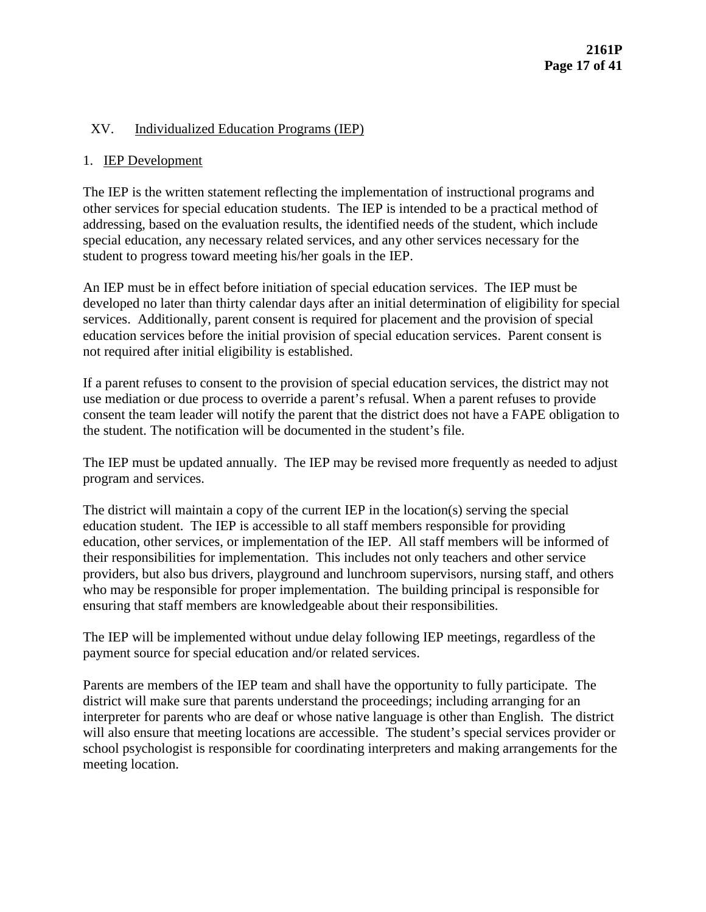## XV. Individualized Education Programs (IEP)

### 1. IEP Development

The IEP is the written statement reflecting the implementation of instructional programs and other services for special education students. The IEP is intended to be a practical method of addressing, based on the evaluation results, the identified needs of the student, which include special education, any necessary related services, and any other services necessary for the student to progress toward meeting his/her goals in the IEP.

An IEP must be in effect before initiation of special education services. The IEP must be developed no later than thirty calendar days after an initial determination of eligibility for special services. Additionally, parent consent is required for placement and the provision of special education services before the initial provision of special education services. Parent consent is not required after initial eligibility is established.

If a parent refuses to consent to the provision of special education services, the district may not use mediation or due process to override a parent's refusal. When a parent refuses to provide consent the team leader will notify the parent that the district does not have a FAPE obligation to the student. The notification will be documented in the student's file.

The IEP must be updated annually. The IEP may be revised more frequently as needed to adjust program and services.

The district will maintain a copy of the current IEP in the location(s) serving the special education student. The IEP is accessible to all staff members responsible for providing education, other services, or implementation of the IEP. All staff members will be informed of their responsibilities for implementation. This includes not only teachers and other service providers, but also bus drivers, playground and lunchroom supervisors, nursing staff, and others who may be responsible for proper implementation. The building principal is responsible for ensuring that staff members are knowledgeable about their responsibilities.

The IEP will be implemented without undue delay following IEP meetings, regardless of the payment source for special education and/or related services.

Parents are members of the IEP team and shall have the opportunity to fully participate. The district will make sure that parents understand the proceedings; including arranging for an interpreter for parents who are deaf or whose native language is other than English. The district will also ensure that meeting locations are accessible. The student's special services provider or school psychologist is responsible for coordinating interpreters and making arrangements for the meeting location.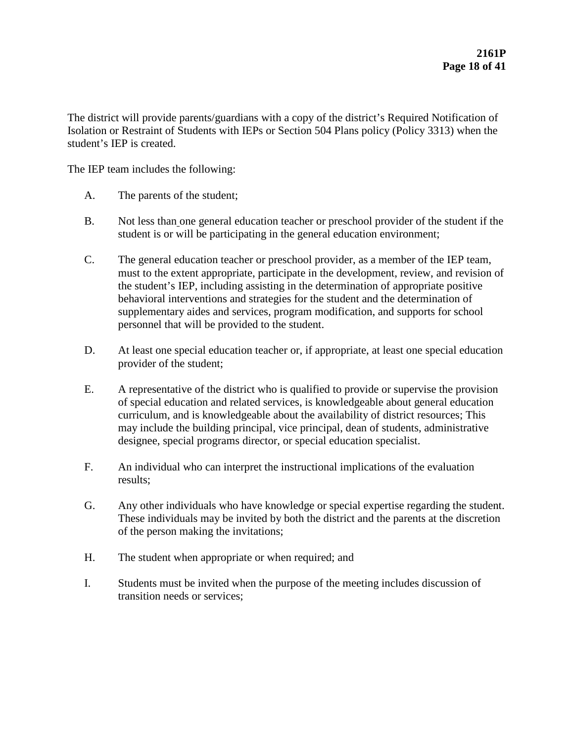The district will provide parents/guardians with a copy of the district's Required Notification of Isolation or Restraint of Students with IEPs or Section 504 Plans policy (Policy 3313) when the student's IEP is created.

The IEP team includes the following:

A. The parents of the student;

B. Not less than one general education teacher or preschool provider of the student if the student is or will be participating in the general education environment;

C. The general education teacher or preschool provider, as a member of the IEP team, must to the extent appropriate, participate in the development, review, and revision of the student's IEP, including assisting in the determination of appropriate positive behavioral interventions and strategies for the student and the determination of supplementary aides and services, program modification, and supports for school personnel that will be provided to the student.

D. At least one special education teacher or, if appropriate, at least one special education provider of the student;

E. A representative of the district who is qualified to provide or supervise the provision of special education and related services, is knowledgeable about general education curriculum, and is knowledgeable about the availability of district resources; This may include the building principal, vice principal, dean of students, administrative designee, special programs director, or special education specialist.

F. An individual who can interpret the instructional implications of the evaluation results;

G. Any other individuals who have knowledge or special expertise regarding the student. These individuals may be invited by both the district and the parents at the discretion of the person making the invitations;

H. The student when appropriate or when required; and

I. Students must be invited when the purpose of the meeting includes discussion of transition needs or services;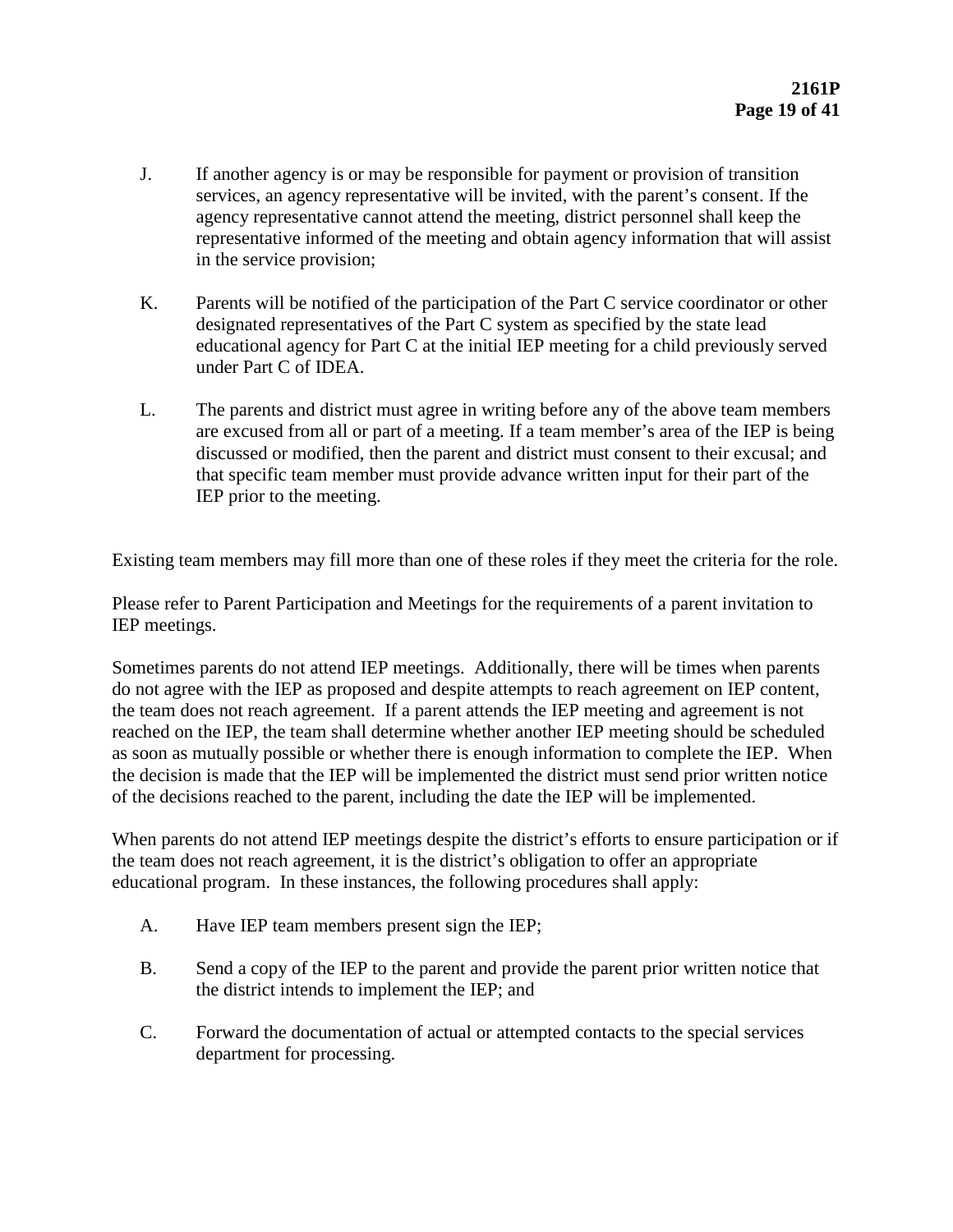J. If another agency is or may be responsible for payment or provision of transition services, an agency representative will be invited, with the parent's consent. If the agency representative cannot attend the meeting, district personnel shall keep the representative informed of the meeting and obtain agency information that will assist in the service provision;

K. Parents will be notified of the participation of the Part C service coordinator or other designated representatives of the Part C system as specified by the state lead educational agency for Part C at the initial IEP meeting for a child previously served under Part C of IDEA.

L. The parents and district must agree in writing before any of the above team members are excused from all or part of a meeting. If a team member's area of the IEP is being discussed or modified, then the parent and district must consent to their excusal; and that specific team member must provide advance written input for their part of the IEP prior to the meeting.

Existing team members may fill more than one of these roles if they meet the criteria for the role.

Please refer to Parent Participation and Meetings for the requirements of a parent invitation to IEP meetings.

Sometimes parents do not attend IEP meetings. Additionally, there will be times when parents do not agree with the IEP as proposed and despite attempts to reach agreement on IEP content, the team does not reach agreement. If a parent attends the IEP meeting and agreement is not reached on the IEP, the team shall determine whether another IEP meeting should be scheduled as soon as mutually possible or whether there is enough information to complete the IEP. When the decision is made that the IEP will be implemented the district must send prior written notice of the decisions reached to the parent, including the date the IEP will be implemented.

When parents do not attend IEP meetings despite the district's efforts to ensure participation or if the team does not reach agreement, it is the district's obligation to offer an appropriate educational program. In these instances, the following procedures shall apply:

A. Have IEP team members present sign the IEP;

B. Send a copy of the IEP to the parent and provide the parent prior written notice that the district intends to implement the IEP; and

C. Forward the documentation of actual or attempted contacts to the special services department for processing.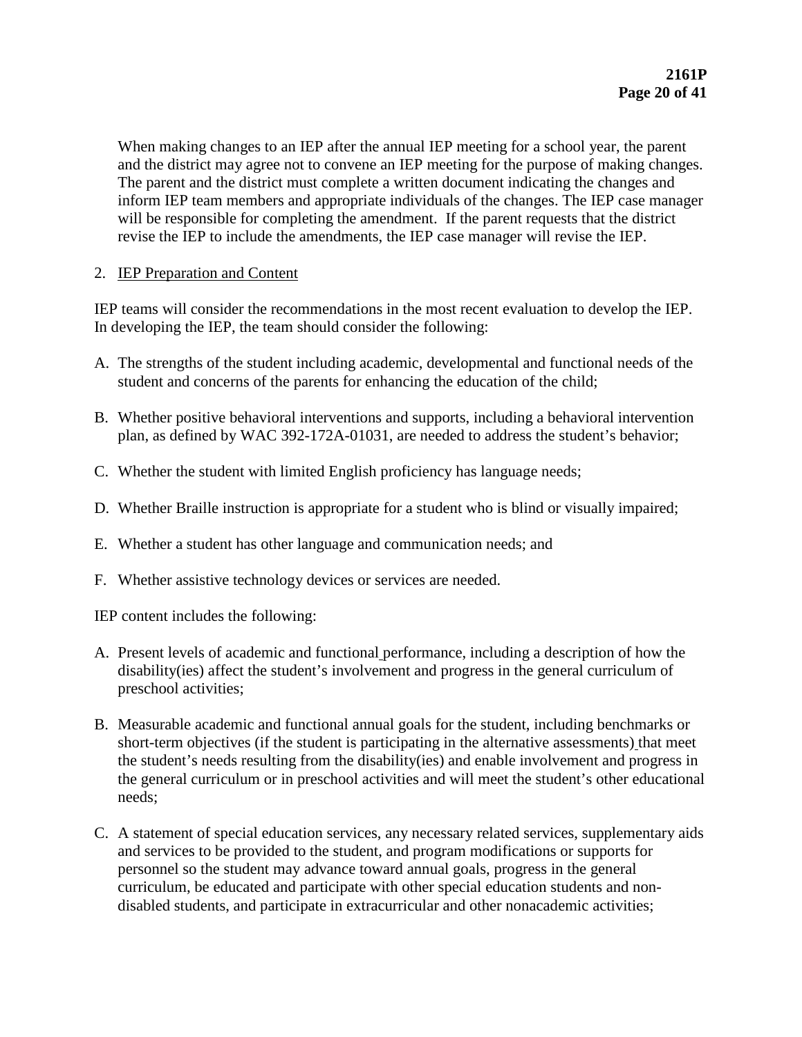When making changes to an IEP after the annual IEP meeting for a school year, the parent and the district may agree not to convene an IEP meeting for the purpose of making changes. The parent and the district must complete a written document indicating the changes and inform IEP team members and appropriate individuals of the changes. The IEP case manager will be responsible for completing the amendment. If the parent requests that the district revise the IEP to include the amendments, the IEP case manager will revise the IEP.

2. IEP Preparation and Content

IEP teams will consider the recommendations in the most recent evaluation to develop the IEP. In developing the IEP, the team should consider the following:

A. The strengths of the student including academic, developmental and functional needs of the student and concerns of the parents for enhancing the education of the child;

B. Whether positive behavioral interventions and supports, including a behavioral intervention plan, as defined by WAC 392-172A-01031, are needed to address the student's behavior;

C. Whether the student with limited English proficiency has language needs;

D. Whether Braille instruction is appropriate for a student who is blind or visually impaired;

E. Whether a student has other language and communication needs; and

F. Whether assistive technology devices or services are needed.

IEP content includes the following:

A. Present levels of academic and functional performance, including a description of how the disability(ies) affect the student's involvement and progress in the general curriculum of preschool activities;

B. Measurable academic and functional annual goals for the student, including benchmarks or short-term objectives (if the student is participating in the alternative assessments) that meet the student's needs resulting from the disability(ies) and enable involvement and progress in the general curriculum or in preschool activities and will meet the student's other educational needs;

C. A statement of special education services, any necessary related services, supplementary aids and services to be provided to the student, and program modifications or supports for personnel so the student may advance toward annual goals, progress in the general curriculum, be educated and participate with other special education students and non-disabled students, and participate in extracurricular and other nonacademic activities;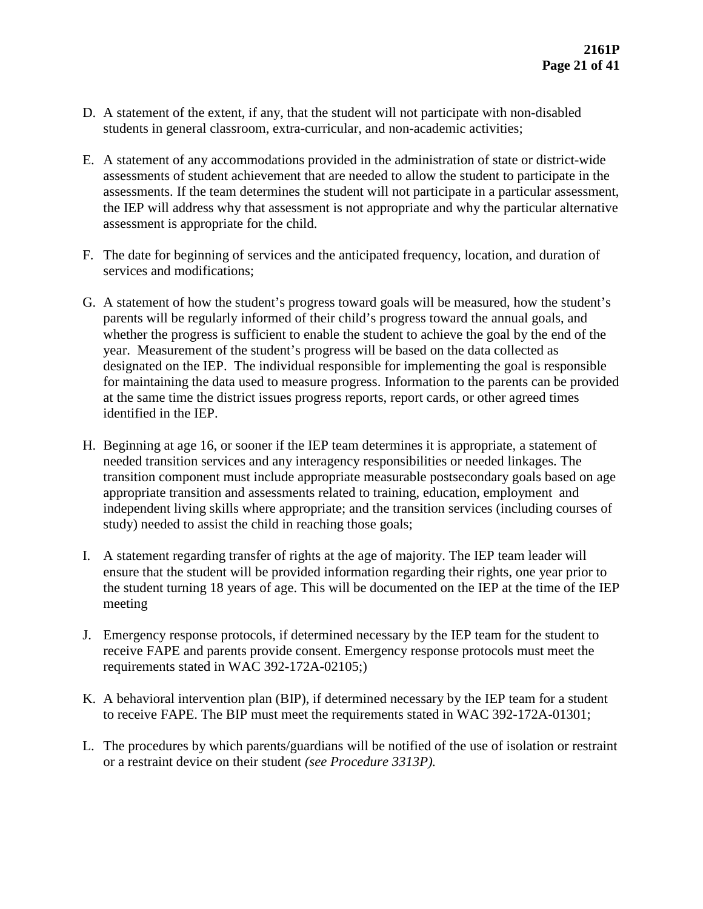D. A statement of the extent, if any, that the student will not participate with non-disabled students in general classroom, extra-curricular, and non-academic activities;

E. A statement of any accommodations provided in the administration of state or district-wide assessments of student achievement that are needed to allow the student to participate in the assessments. If the team determines the student will not participate in a particular assessment, the IEP will address why that assessment is not appropriate and why the particular alternative assessment is appropriate for the child.

F. The date for beginning of services and the anticipated frequency, location, and duration of services and modifications;

G. A statement of how the student's progress toward goals will be measured, how the student's parents will be regularly informed of their child's progress toward the annual goals, and whether the progress is sufficient to enable the student to achieve the goal by the end of the year. Measurement of the student's progress will be based on the data collected as designated on the IEP. The individual responsible for implementing the goal is responsible for maintaining the data used to measure progress. Information to the parents can be provided at the same time the district issues progress reports, report cards, or other agreed times identified in the IEP.

H. Beginning at age 16, or sooner if the IEP team determines it is appropriate, a statement of needed transition services and any interagency responsibilities or needed linkages. The transition component must include appropriate measurable postsecondary goals based on age appropriate transition and assessments related to training, education, employment and independent living skills where appropriate; and the transition services (including courses of study) needed to assist the child in reaching those goals;

I. A statement regarding transfer of rights at the age of majority. The IEP team leader will ensure that the student will be provided information regarding their rights, one year prior to the student turning 18 years of age. This will be documented on the IEP at the time of the IEP meeting

J. Emergency response protocols, if determined necessary by the IEP team for the student to receive FAPE and parents provide consent. Emergency response protocols must meet the requirements stated in WAC 392-172A-02105;)

K. A behavioral intervention plan (BIP), if determined necessary by the IEP team for a student to receive FAPE. The BIP must meet the requirements stated in WAC 392-172A-01301;

L. The procedures by which parents/guardians will be notified of the use of isolation or restraint or a restraint device on their student *(see Procedure 3313P).*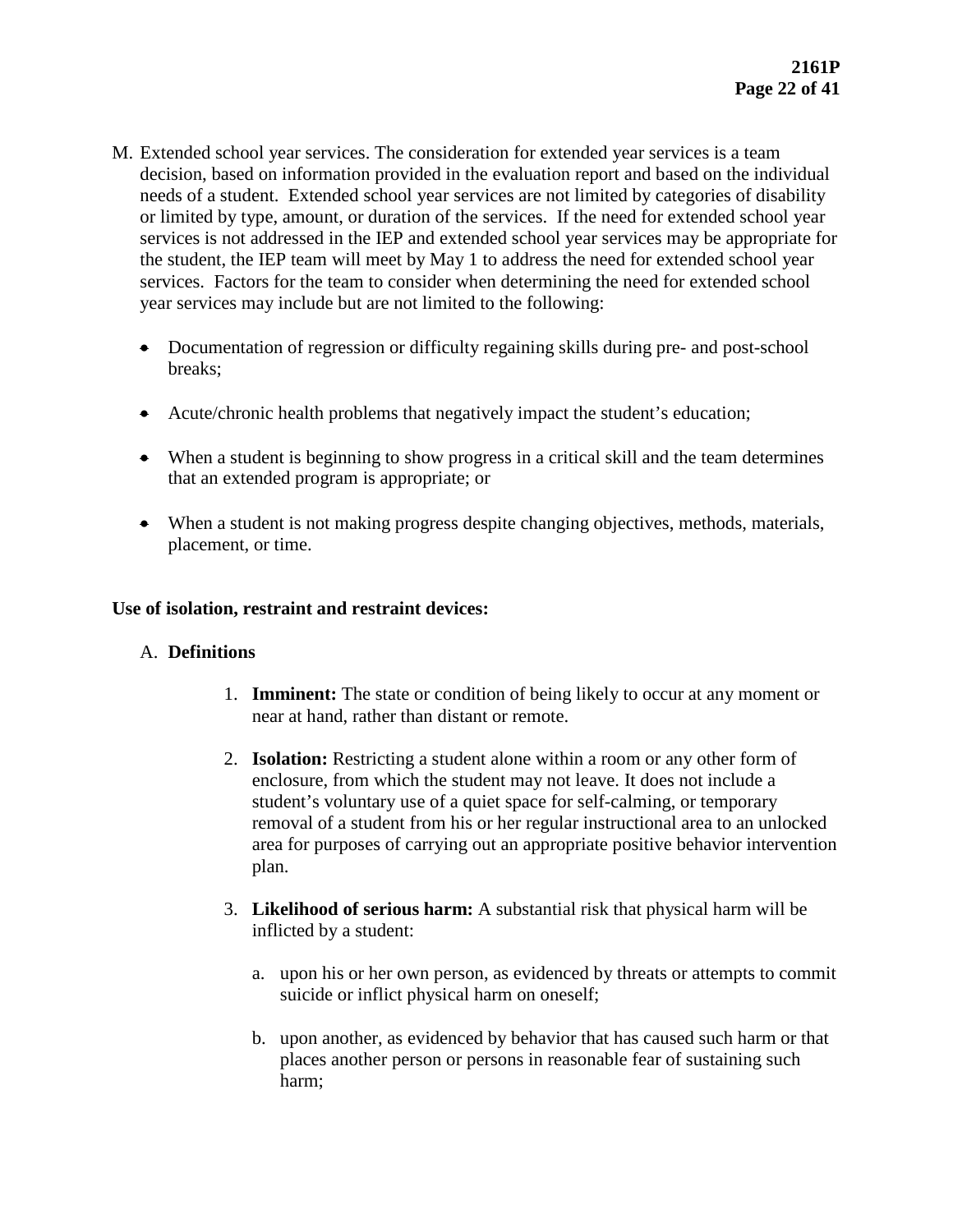M. Extended school year services. The consideration for extended year services is a team decision, based on information provided in the evaluation report and based on the individual needs of a student. Extended school year services are not limited by categories of disability or limited by type, amount, or duration of the services. If the need for extended school year services is not addressed in the IEP and extended school year services may be appropriate for the student, the IEP team will meet by May 1 to address the need for extended school year services. Factors for the team to consider when determining the need for extended school year services may include but are not limited to the following:

   - Documentation of regression or difficulty regaining skills during pre- and post-school breaks;
   - Acute/chronic health problems that negatively impact the student's education;
   - When a student is beginning to show progress in a critical skill and the team determines that an extended program is appropriate; or
   - When a student is not making progress despite changing objectives, methods, materials, placement, or time.

**Use of isolation, restraint and restraint devices:**

A. **Definitions**

   1. **Imminent:** The state or condition of being likely to occur at any moment or near at hand, rather than distant or remote.

   2. **Isolation:** Restricting a student alone within a room or any other form of enclosure, from which the student may not leave. It does not include a student's voluntary use of a quiet space for self-calming, or temporary removal of a student from his or her regular instructional area to an unlocked area for purposes of carrying out an appropriate positive behavior intervention plan.

   3. **Likelihood of serious harm:** A substantial risk that physical harm will be inflicted by a student:

      a. upon his or her own person, as evidenced by threats or attempts to commit suicide or inflict physical harm on oneself;

      b. upon another, as evidenced by behavior that has caused such harm or that places another person or persons in reasonable fear of sustaining such harm;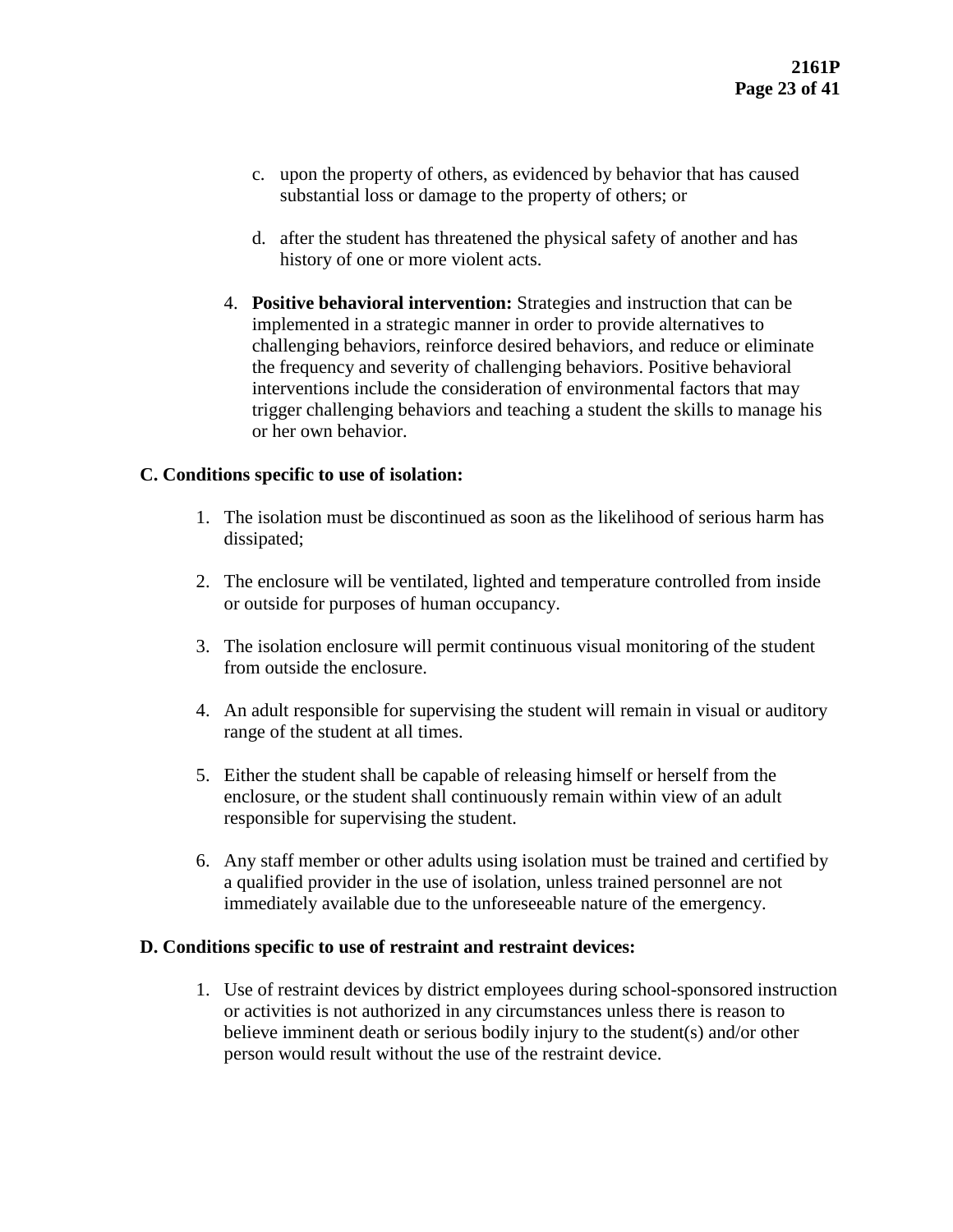c. upon the property of others, as evidenced by behavior that has caused substantial loss or damage to the property of others; or

d. after the student has threatened the physical safety of another and has history of one or more violent acts.

4. **Positive behavioral intervention:** Strategies and instruction that can be implemented in a strategic manner in order to provide alternatives to challenging behaviors, reinforce desired behaviors, and reduce or eliminate the frequency and severity of challenging behaviors. Positive behavioral interventions include the consideration of environmental factors that may trigger challenging behaviors and teaching a student the skills to manage his or her own behavior.

**C. Conditions specific to use of isolation:**

1. The isolation must be discontinued as soon as the likelihood of serious harm has dissipated;

2. The enclosure will be ventilated, lighted and temperature controlled from inside or outside for purposes of human occupancy.

3. The isolation enclosure will permit continuous visual monitoring of the student from outside the enclosure.

4. An adult responsible for supervising the student will remain in visual or auditory range of the student at all times.

5. Either the student shall be capable of releasing himself or herself from the enclosure, or the student shall continuously remain within view of an adult responsible for supervising the student.

6. Any staff member or other adults using isolation must be trained and certified by a qualified provider in the use of isolation, unless trained personnel are not immediately available due to the unforeseeable nature of the emergency.

**D. Conditions specific to use of restraint and restraint devices:**

1. Use of restraint devices by district employees during school-sponsored instruction or activities is not authorized in any circumstances unless there is reason to believe imminent death or serious bodily injury to the student(s) and/or other person would result without the use of the restraint device.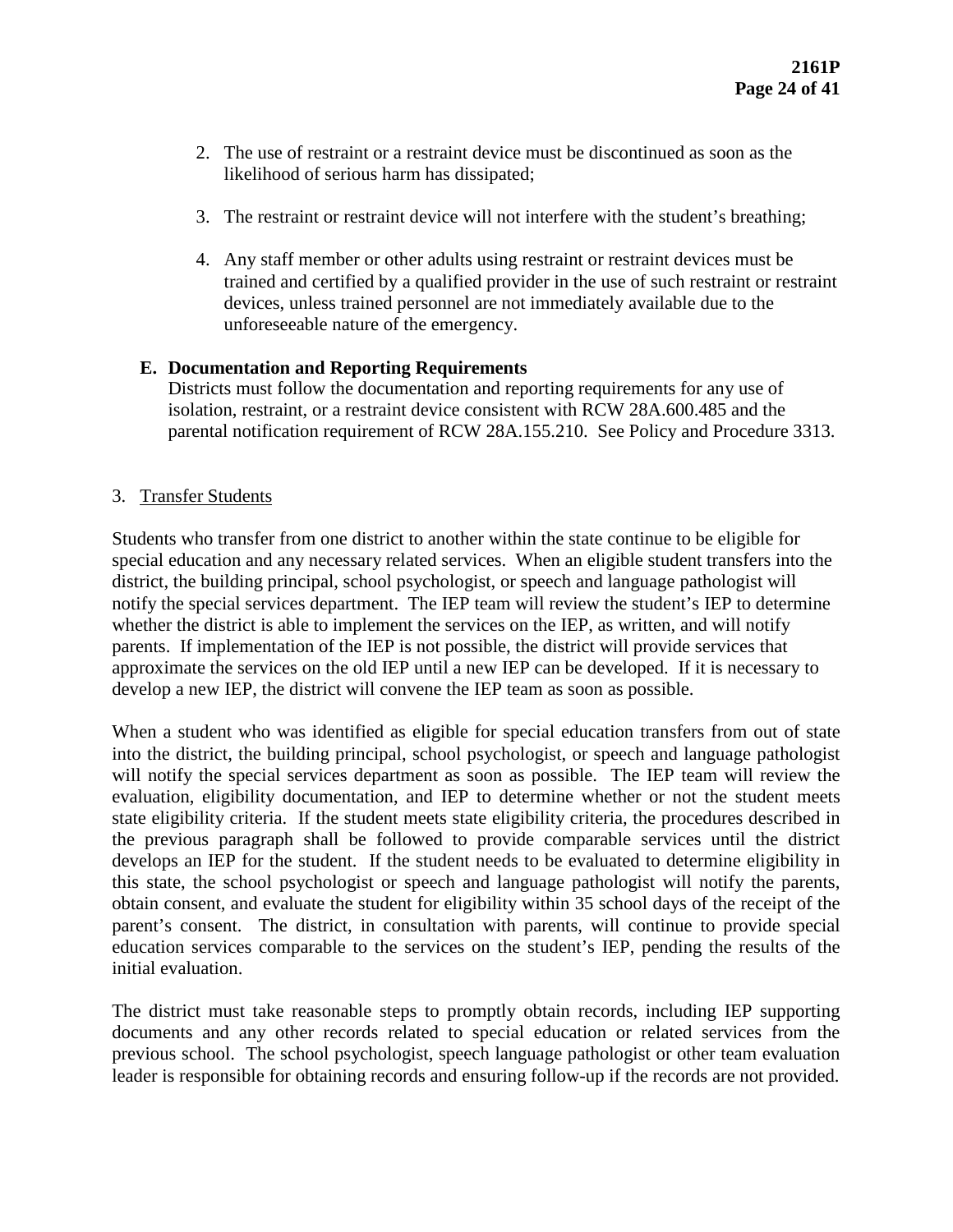2. The use of restraint or a restraint device must be discontinued as soon as the likelihood of serious harm has dissipated;

3. The restraint or restraint device will not interfere with the student's breathing;

4. Any staff member or other adults using restraint or restraint devices must be trained and certified by a qualified provider in the use of such restraint or restraint devices, unless trained personnel are not immediately available due to the unforeseeable nature of the emergency.

**E. Documentation and Reporting Requirements**

Districts must follow the documentation and reporting requirements for any use of isolation, restraint, or a restraint device consistent with RCW 28A.600.485 and the parental notification requirement of RCW 28A.155.210. See Policy and Procedure 3313.

3. Transfer Students

Students who transfer from one district to another within the state continue to be eligible for special education and any necessary related services. When an eligible student transfers into the district, the building principal, school psychologist, or speech and language pathologist will notify the special services department. The IEP team will review the student's IEP to determine whether the district is able to implement the services on the IEP, as written, and will notify parents. If implementation of the IEP is not possible, the district will provide services that approximate the services on the old IEP until a new IEP can be developed. If it is necessary to develop a new IEP, the district will convene the IEP team as soon as possible.

When a student who was identified as eligible for special education transfers from out of state into the district, the building principal, school psychologist, or speech and language pathologist will notify the special services department as soon as possible. The IEP team will review the evaluation, eligibility documentation, and IEP to determine whether or not the student meets state eligibility criteria. If the student meets state eligibility criteria, the procedures described in the previous paragraph shall be followed to provide comparable services until the district develops an IEP for the student. If the student needs to be evaluated to determine eligibility in this state, the school psychologist or speech and language pathologist will notify the parents, obtain consent, and evaluate the student for eligibility within 35 school days of the receipt of the parent's consent. The district, in consultation with parents, will continue to provide special education services comparable to the services on the student's IEP, pending the results of the initial evaluation.

The district must take reasonable steps to promptly obtain records, including IEP supporting documents and any other records related to special education or related services from the previous school. The school psychologist, speech language pathologist or other team evaluation leader is responsible for obtaining records and ensuring follow-up if the records are not provided.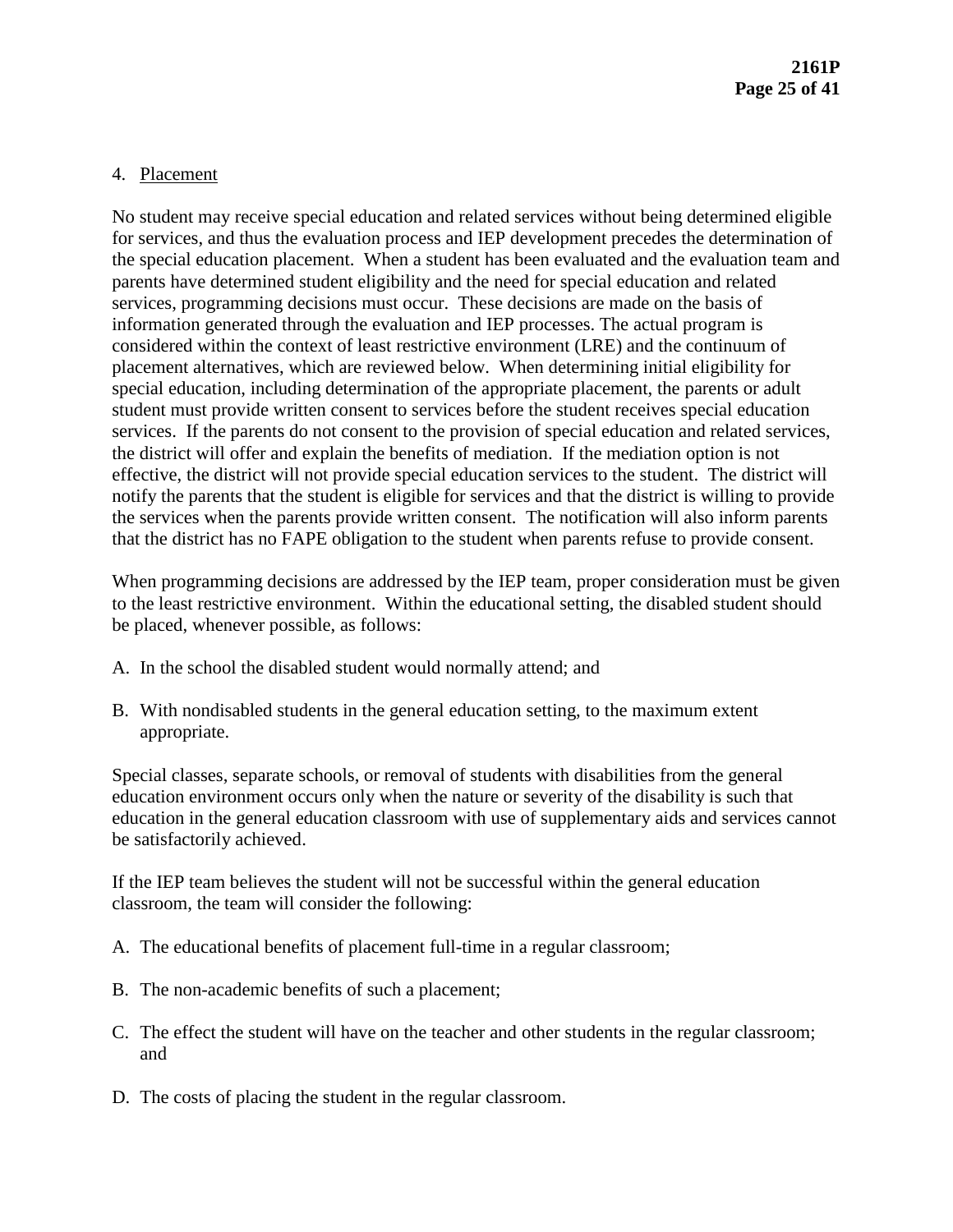4. Placement

No student may receive special education and related services without being determined eligible for services, and thus the evaluation process and IEP development precedes the determination of the special education placement. When a student has been evaluated and the evaluation team and parents have determined student eligibility and the need for special education and related services, programming decisions must occur. These decisions are made on the basis of information generated through the evaluation and IEP processes. The actual program is considered within the context of least restrictive environment (LRE) and the continuum of placement alternatives, which are reviewed below. When determining initial eligibility for special education, including determination of the appropriate placement, the parents or adult student must provide written consent to services before the student receives special education services. If the parents do not consent to the provision of special education and related services, the district will offer and explain the benefits of mediation. If the mediation option is not effective, the district will not provide special education services to the student. The district will notify the parents that the student is eligible for services and that the district is willing to provide the services when the parents provide written consent. The notification will also inform parents that the district has no FAPE obligation to the student when parents refuse to provide consent.

When programming decisions are addressed by the IEP team, proper consideration must be given to the least restrictive environment. Within the educational setting, the disabled student should be placed, whenever possible, as follows:

A. In the school the disabled student would normally attend; and

B. With nondisabled students in the general education setting, to the maximum extent appropriate.

Special classes, separate schools, or removal of students with disabilities from the general education environment occurs only when the nature or severity of the disability is such that education in the general education classroom with use of supplementary aids and services cannot be satisfactorily achieved.

If the IEP team believes the student will not be successful within the general education classroom, the team will consider the following:

A. The educational benefits of placement full-time in a regular classroom;

B. The non-academic benefits of such a placement;

C. The effect the student will have on the teacher and other students in the regular classroom; and

D. The costs of placing the student in the regular classroom.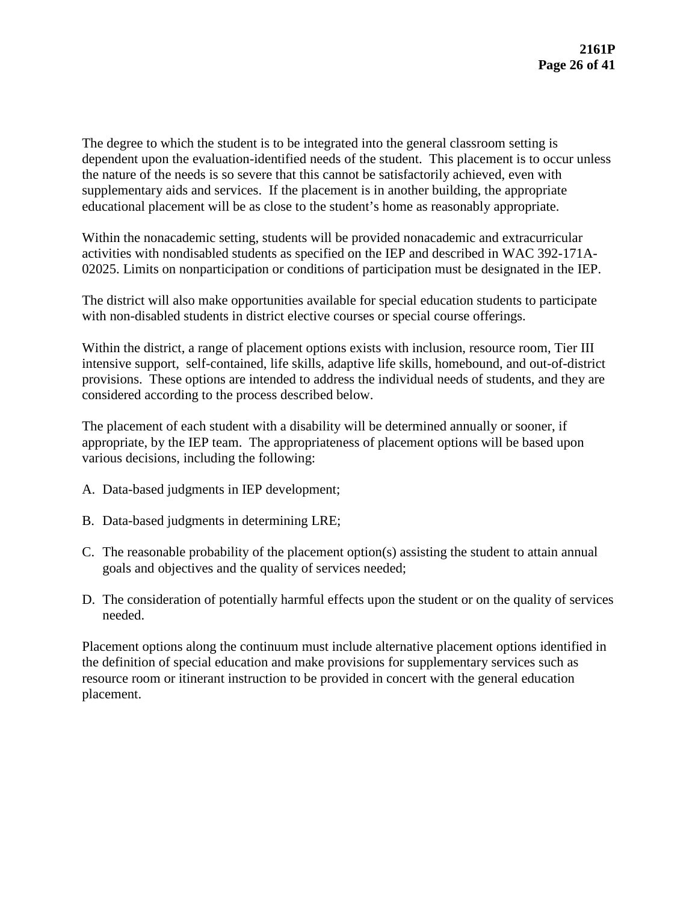The degree to which the student is to be integrated into the general classroom setting is dependent upon the evaluation-identified needs of the student. This placement is to occur unless the nature of the needs is so severe that this cannot be satisfactorily achieved, even with supplementary aids and services. If the placement is in another building, the appropriate educational placement will be as close to the student's home as reasonably appropriate.

Within the nonacademic setting, students will be provided nonacademic and extracurricular activities with nondisabled students as specified on the IEP and described in WAC 392-171A-02025. Limits on nonparticipation or conditions of participation must be designated in the IEP.

The district will also make opportunities available for special education students to participate with non-disabled students in district elective courses or special course offerings.

Within the district, a range of placement options exists with inclusion, resource room, Tier III intensive support, self-contained, life skills, adaptive life skills, homebound, and out-of-district provisions. These options are intended to address the individual needs of students, and they are considered according to the process described below.

The placement of each student with a disability will be determined annually or sooner, if appropriate, by the IEP team. The appropriateness of placement options will be based upon various decisions, including the following:

A. Data-based judgments in IEP development;

B. Data-based judgments in determining LRE;

C. The reasonable probability of the placement option(s) assisting the student to attain annual goals and objectives and the quality of services needed;

D. The consideration of potentially harmful effects upon the student or on the quality of services needed.

Placement options along the continuum must include alternative placement options identified in the definition of special education and make provisions for supplementary services such as resource room or itinerant instruction to be provided in concert with the general education placement.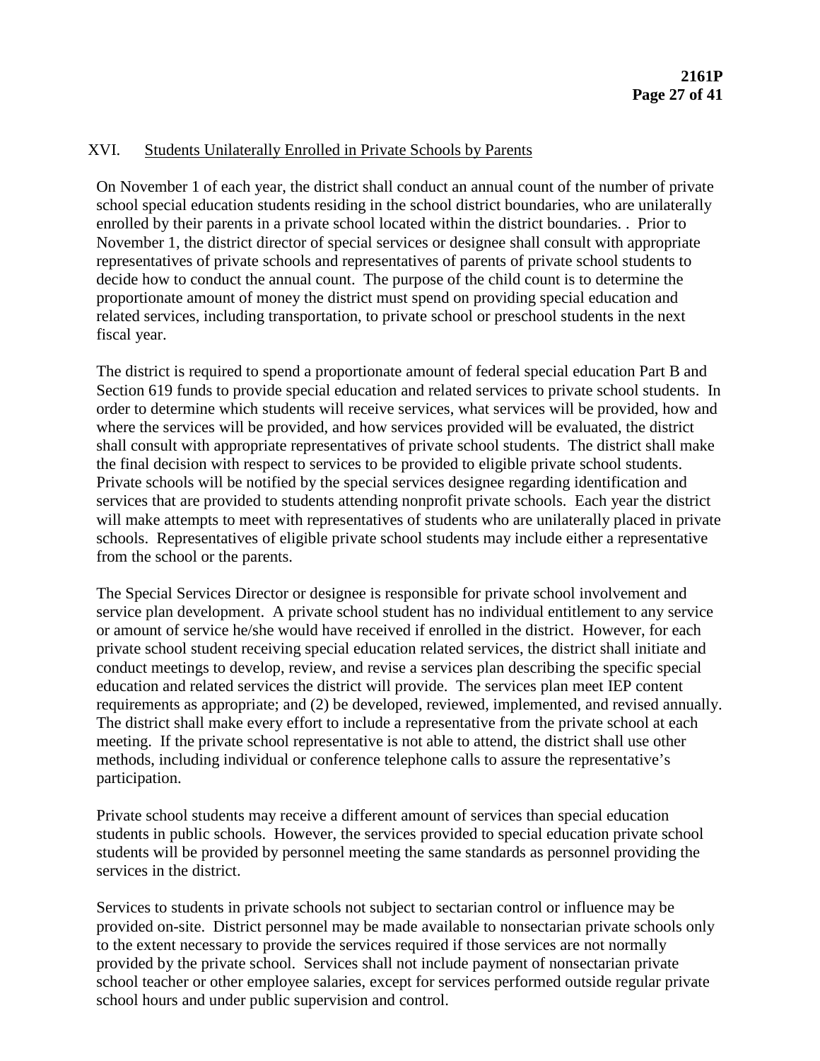## XVI. Students Unilaterally Enrolled in Private Schools by Parents

On November 1 of each year, the district shall conduct an annual count of the number of private school special education students residing in the school district boundaries, who are unilaterally enrolled by their parents in a private school located within the district boundaries. . Prior to November 1, the district director of special services or designee shall consult with appropriate representatives of private schools and representatives of parents of private school students to decide how to conduct the annual count. The purpose of the child count is to determine the proportionate amount of money the district must spend on providing special education and related services, including transportation, to private school or preschool students in the next fiscal year.

The district is required to spend a proportionate amount of federal special education Part B and Section 619 funds to provide special education and related services to private school students. In order to determine which students will receive services, what services will be provided, how and where the services will be provided, and how services provided will be evaluated, the district shall consult with appropriate representatives of private school students. The district shall make the final decision with respect to services to be provided to eligible private school students. Private schools will be notified by the special services designee regarding identification and services that are provided to students attending nonprofit private schools. Each year the district will make attempts to meet with representatives of students who are unilaterally placed in private schools. Representatives of eligible private school students may include either a representative from the school or the parents.

The Special Services Director or designee is responsible for private school involvement and service plan development. A private school student has no individual entitlement to any service or amount of service he/she would have received if enrolled in the district. However, for each private school student receiving special education related services, the district shall initiate and conduct meetings to develop, review, and revise a services plan describing the specific special education and related services the district will provide. The services plan meet IEP content requirements as appropriate; and (2) be developed, reviewed, implemented, and revised annually. The district shall make every effort to include a representative from the private school at each meeting. If the private school representative is not able to attend, the district shall use other methods, including individual or conference telephone calls to assure the representative's participation.

Private school students may receive a different amount of services than special education students in public schools. However, the services provided to special education private school students will be provided by personnel meeting the same standards as personnel providing the services in the district.

Services to students in private schools not subject to sectarian control or influence may be provided on-site. District personnel may be made available to nonsectarian private schools only to the extent necessary to provide the services required if those services are not normally provided by the private school. Services shall not include payment of nonsectarian private school teacher or other employee salaries, except for services performed outside regular private school hours and under public supervision and control.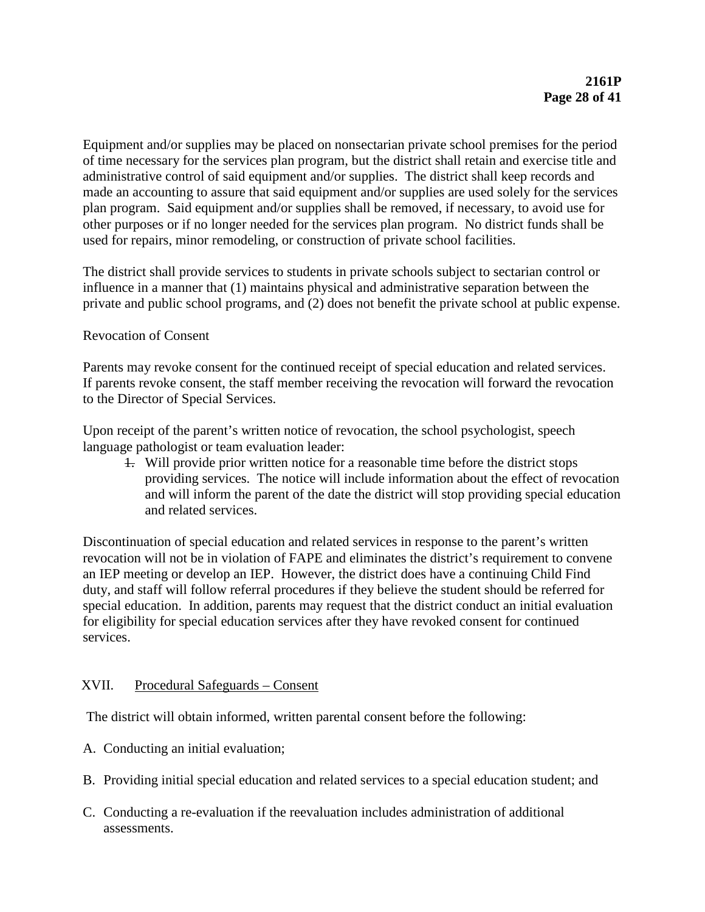Equipment and/or supplies may be placed on nonsectarian private school premises for the period of time necessary for the services plan program, but the district shall retain and exercise title and administrative control of said equipment and/or supplies. The district shall keep records and made an accounting to assure that said equipment and/or supplies are used solely for the services plan program. Said equipment and/or supplies shall be removed, if necessary, to avoid use for other purposes or if no longer needed for the services plan program. No district funds shall be used for repairs, minor remodeling, or construction of private school facilities.

The district shall provide services to students in private schools subject to sectarian control or influence in a manner that (1) maintains physical and administrative separation between the private and public school programs, and (2) does not benefit the private school at public expense.

Revocation of Consent

Parents may revoke consent for the continued receipt of special education and related services. If parents revoke consent, the staff member receiving the revocation will forward the revocation to the Director of Special Services.

Upon receipt of the parent's written notice of revocation, the school psychologist, speech language pathologist or team evaluation leader:

~~1.~~ Will provide prior written notice for a reasonable time before the district stops providing services. The notice will include information about the effect of revocation and will inform the parent of the date the district will stop providing special education and related services.

Discontinuation of special education and related services in response to the parent's written revocation will not be in violation of FAPE and eliminates the district's requirement to convene an IEP meeting or develop an IEP. However, the district does have a continuing Child Find duty, and staff will follow referral procedures if they believe the student should be referred for special education. In addition, parents may request that the district conduct an initial evaluation for eligibility for special education services after they have revoked consent for continued services.

## XVII. Procedural Safeguards – Consent

The district will obtain informed, written parental consent before the following:

A. Conducting an initial evaluation;

B. Providing initial special education and related services to a special education student; and

C. Conducting a re-evaluation if the reevaluation includes administration of additional assessments.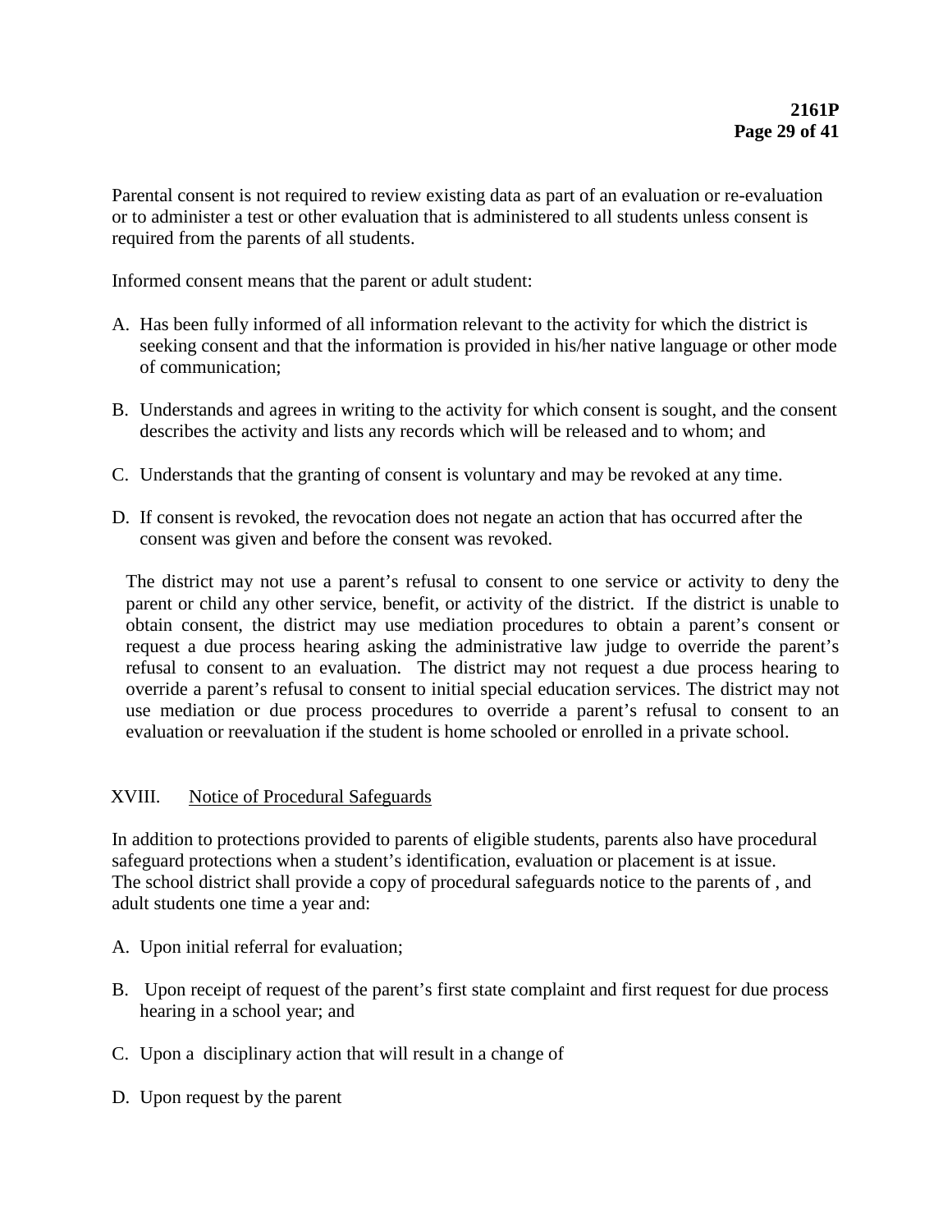Parental consent is not required to review existing data as part of an evaluation or re-evaluation or to administer a test or other evaluation that is administered to all students unless consent is required from the parents of all students.

Informed consent means that the parent or adult student:

A. Has been fully informed of all information relevant to the activity for which the district is seeking consent and that the information is provided in his/her native language or other mode of communication;

B. Understands and agrees in writing to the activity for which consent is sought, and the consent describes the activity and lists any records which will be released and to whom; and

C. Understands that the granting of consent is voluntary and may be revoked at any time.

D. If consent is revoked, the revocation does not negate an action that has occurred after the consent was given and before the consent was revoked.

The district may not use a parent's refusal to consent to one service or activity to deny the parent or child any other service, benefit, or activity of the district. If the district is unable to obtain consent, the district may use mediation procedures to obtain a parent's consent or request a due process hearing asking the administrative law judge to override the parent's refusal to consent to an evaluation. The district may not request a due process hearing to override a parent's refusal to consent to initial special education services. The district may not use mediation or due process procedures to override a parent's refusal to consent to an evaluation or reevaluation if the student is home schooled or enrolled in a private school.

## XVIII. Notice of Procedural Safeguards

In addition to protections provided to parents of eligible students, parents also have procedural safeguard protections when a student's identification, evaluation or placement is at issue. The school district shall provide a copy of procedural safeguards notice to the parents of , and adult students one time a year and:

A. Upon initial referral for evaluation;

B. Upon receipt of request of the parent's first state complaint and first request for due process hearing in a school year; and

C. Upon a disciplinary action that will result in a change of

D. Upon request by the parent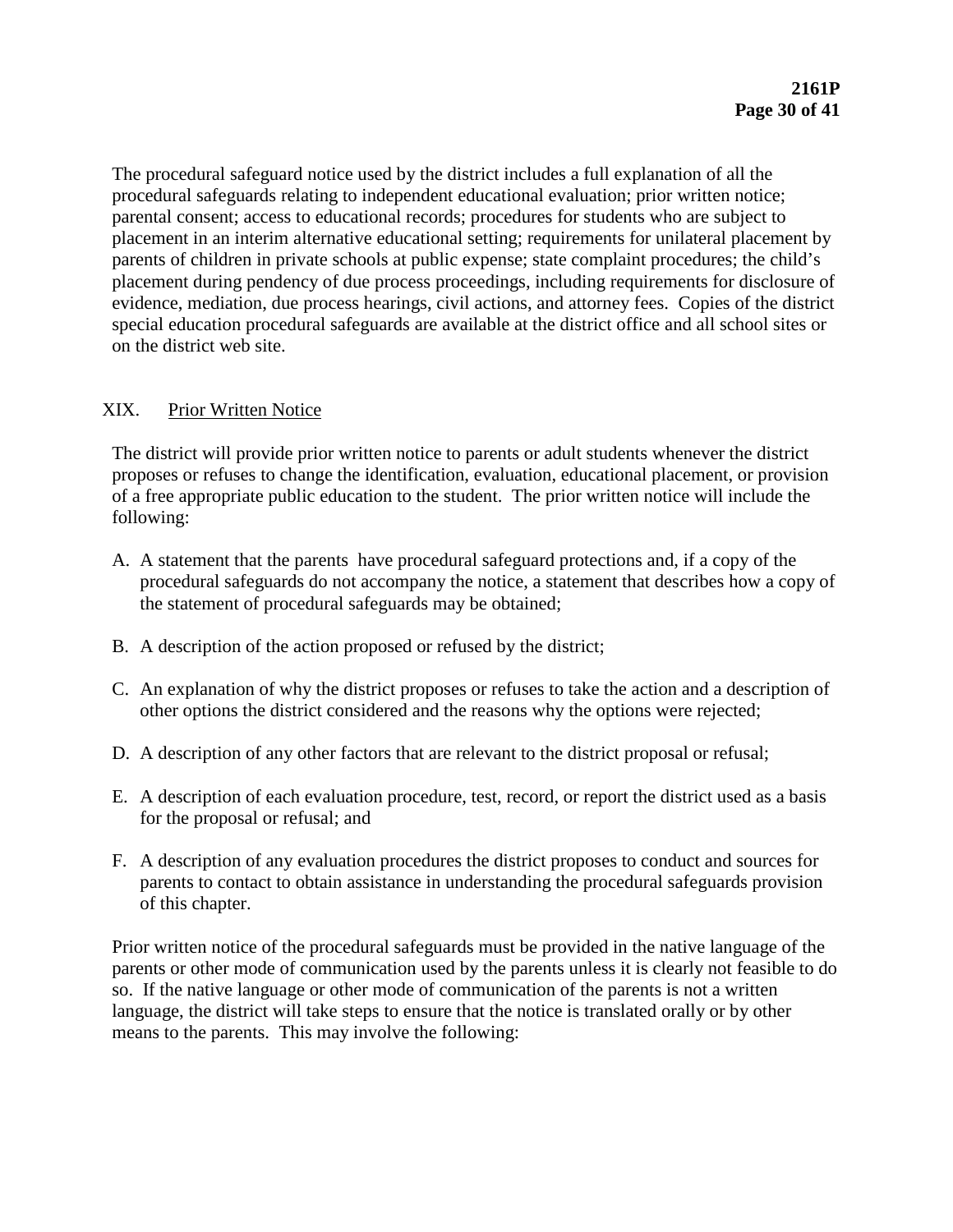The procedural safeguard notice used by the district includes a full explanation of all the procedural safeguards relating to independent educational evaluation; prior written notice; parental consent; access to educational records; procedures for students who are subject to placement in an interim alternative educational setting; requirements for unilateral placement by parents of children in private schools at public expense; state complaint procedures; the child's placement during pendency of due process proceedings, including requirements for disclosure of evidence, mediation, due process hearings, civil actions, and attorney fees. Copies of the district special education procedural safeguards are available at the district office and all school sites or on the district web site.

## XIX. Prior Written Notice

The district will provide prior written notice to parents or adult students whenever the district proposes or refuses to change the identification, evaluation, educational placement, or provision of a free appropriate public education to the student. The prior written notice will include the following:

A. A statement that the parents have procedural safeguard protections and, if a copy of the procedural safeguards do not accompany the notice, a statement that describes how a copy of the statement of procedural safeguards may be obtained;

B. A description of the action proposed or refused by the district;

C. An explanation of why the district proposes or refuses to take the action and a description of other options the district considered and the reasons why the options were rejected;

D. A description of any other factors that are relevant to the district proposal or refusal;

E. A description of each evaluation procedure, test, record, or report the district used as a basis for the proposal or refusal; and

F. A description of any evaluation procedures the district proposes to conduct and sources for parents to contact to obtain assistance in understanding the procedural safeguards provision of this chapter.

Prior written notice of the procedural safeguards must be provided in the native language of the parents or other mode of communication used by the parents unless it is clearly not feasible to do so. If the native language or other mode of communication of the parents is not a written language, the district will take steps to ensure that the notice is translated orally or by other means to the parents. This may involve the following: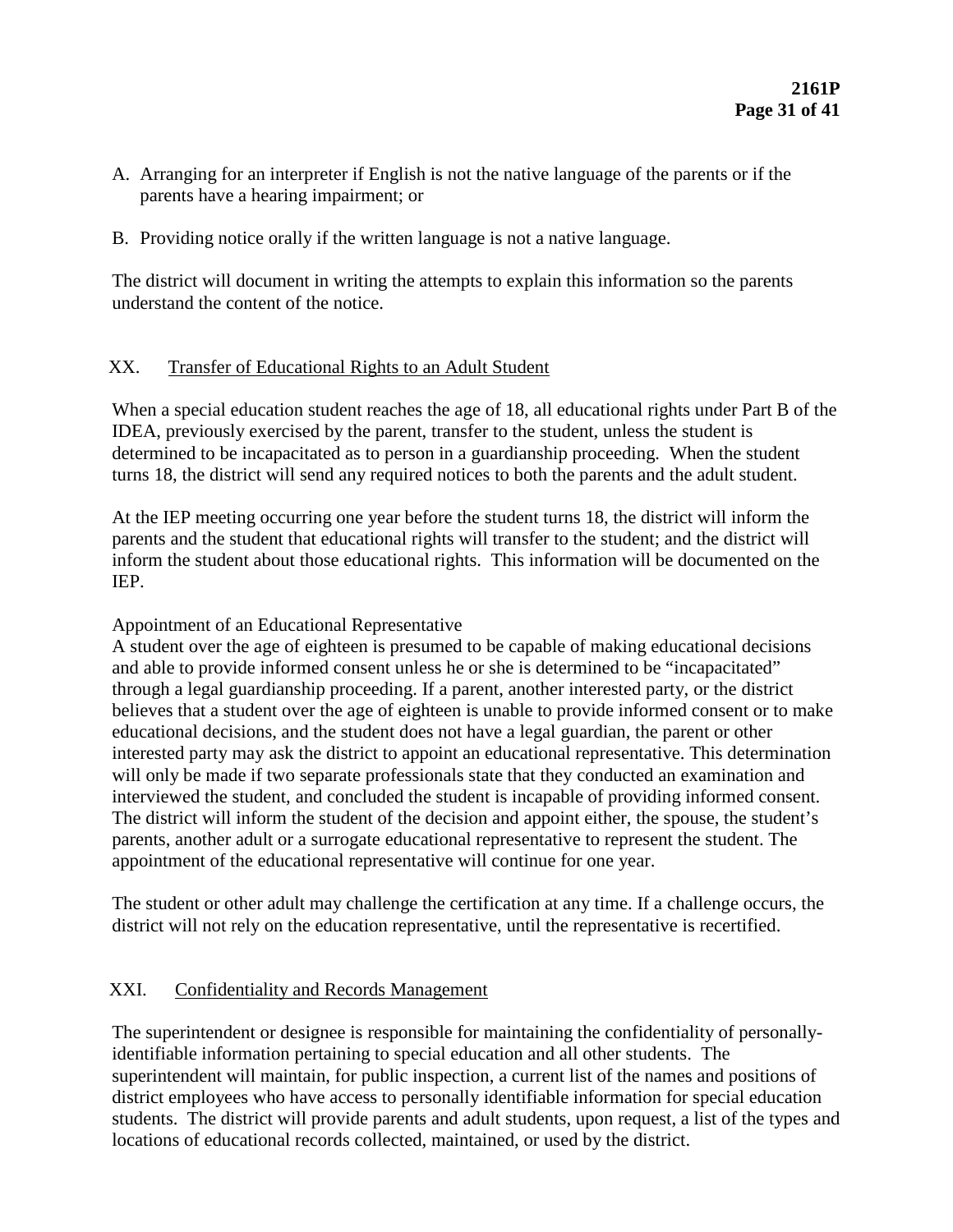A. Arranging for an interpreter if English is not the native language of the parents or if the parents have a hearing impairment; or

B. Providing notice orally if the written language is not a native language.

The district will document in writing the attempts to explain this information so the parents understand the content of the notice.

## XX. Transfer of Educational Rights to an Adult Student

When a special education student reaches the age of 18, all educational rights under Part B of the IDEA, previously exercised by the parent, transfer to the student, unless the student is determined to be incapacitated as to person in a guardianship proceeding. When the student turns 18, the district will send any required notices to both the parents and the adult student.

At the IEP meeting occurring one year before the student turns 18, the district will inform the parents and the student that educational rights will transfer to the student; and the district will inform the student about those educational rights. This information will be documented on the IEP.

Appointment of an Educational Representative
A student over the age of eighteen is presumed to be capable of making educational decisions and able to provide informed consent unless he or she is determined to be "incapacitated" through a legal guardianship proceeding. If a parent, another interested party, or the district believes that a student over the age of eighteen is unable to provide informed consent or to make educational decisions, and the student does not have a legal guardian, the parent or other interested party may ask the district to appoint an educational representative. This determination will only be made if two separate professionals state that they conducted an examination and interviewed the student, and concluded the student is incapable of providing informed consent. The district will inform the student of the decision and appoint either, the spouse, the student's parents, another adult or a surrogate educational representative to represent the student. The appointment of the educational representative will continue for one year.

The student or other adult may challenge the certification at any time. If a challenge occurs, the district will not rely on the education representative, until the representative is recertified.

## XXI. Confidentiality and Records Management

The superintendent or designee is responsible for maintaining the confidentiality of personally-identifiable information pertaining to special education and all other students. The superintendent will maintain, for public inspection, a current list of the names and positions of district employees who have access to personally identifiable information for special education students. The district will provide parents and adult students, upon request, a list of the types and locations of educational records collected, maintained, or used by the district.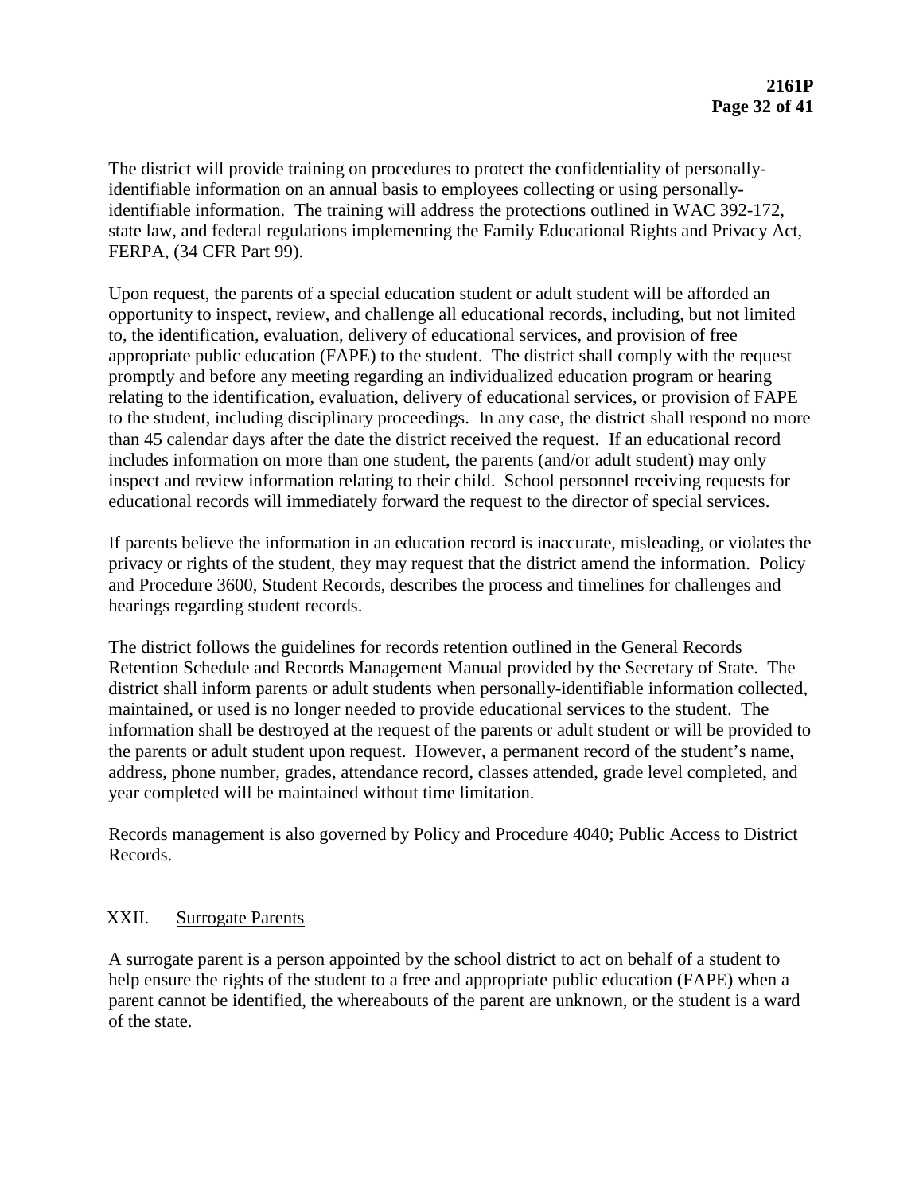The district will provide training on procedures to protect the confidentiality of personally-identifiable information on an annual basis to employees collecting or using personally-identifiable information. The training will address the protections outlined in WAC 392-172, state law, and federal regulations implementing the Family Educational Rights and Privacy Act, FERPA, (34 CFR Part 99).

Upon request, the parents of a special education student or adult student will be afforded an opportunity to inspect, review, and challenge all educational records, including, but not limited to, the identification, evaluation, delivery of educational services, and provision of free appropriate public education (FAPE) to the student. The district shall comply with the request promptly and before any meeting regarding an individualized education program or hearing relating to the identification, evaluation, delivery of educational services, or provision of FAPE to the student, including disciplinary proceedings. In any case, the district shall respond no more than 45 calendar days after the date the district received the request. If an educational record includes information on more than one student, the parents (and/or adult student) may only inspect and review information relating to their child. School personnel receiving requests for educational records will immediately forward the request to the director of special services.

If parents believe the information in an education record is inaccurate, misleading, or violates the privacy or rights of the student, they may request that the district amend the information. Policy and Procedure 3600, Student Records, describes the process and timelines for challenges and hearings regarding student records.

The district follows the guidelines for records retention outlined in the General Records Retention Schedule and Records Management Manual provided by the Secretary of State. The district shall inform parents or adult students when personally-identifiable information collected, maintained, or used is no longer needed to provide educational services to the student. The information shall be destroyed at the request of the parents or adult student or will be provided to the parents or adult student upon request. However, a permanent record of the student's name, address, phone number, grades, attendance record, classes attended, grade level completed, and year completed will be maintained without time limitation.

Records management is also governed by Policy and Procedure 4040; Public Access to District Records.

## XXII. Surrogate Parents

A surrogate parent is a person appointed by the school district to act on behalf of a student to help ensure the rights of the student to a free and appropriate public education (FAPE) when a parent cannot be identified, the whereabouts of the parent are unknown, or the student is a ward of the state.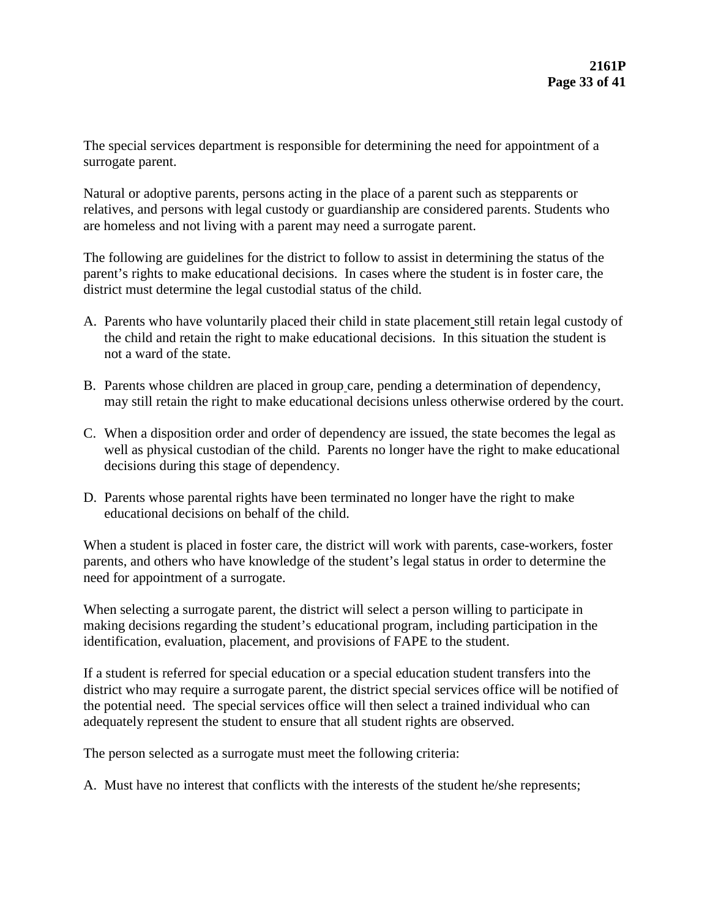The special services department is responsible for determining the need for appointment of a surrogate parent.

Natural or adoptive parents, persons acting in the place of a parent such as stepparents or relatives, and persons with legal custody or guardianship are considered parents. Students who are homeless and not living with a parent may need a surrogate parent.

The following are guidelines for the district to follow to assist in determining the status of the parent's rights to make educational decisions. In cases where the student is in foster care, the district must determine the legal custodial status of the child.

A. Parents who have voluntarily placed their child in state placement still retain legal custody of the child and retain the right to make educational decisions. In this situation the student is not a ward of the state.

B. Parents whose children are placed in group care, pending a determination of dependency, may still retain the right to make educational decisions unless otherwise ordered by the court.

C. When a disposition order and order of dependency are issued, the state becomes the legal as well as physical custodian of the child. Parents no longer have the right to make educational decisions during this stage of dependency.

D. Parents whose parental rights have been terminated no longer have the right to make educational decisions on behalf of the child.

When a student is placed in foster care, the district will work with parents, case-workers, foster parents, and others who have knowledge of the student's legal status in order to determine the need for appointment of a surrogate.

When selecting a surrogate parent, the district will select a person willing to participate in making decisions regarding the student's educational program, including participation in the identification, evaluation, placement, and provisions of FAPE to the student.

If a student is referred for special education or a special education student transfers into the district who may require a surrogate parent, the district special services office will be notified of the potential need. The special services office will then select a trained individual who can adequately represent the student to ensure that all student rights are observed.

The person selected as a surrogate must meet the following criteria:

A. Must have no interest that conflicts with the interests of the student he/she represents;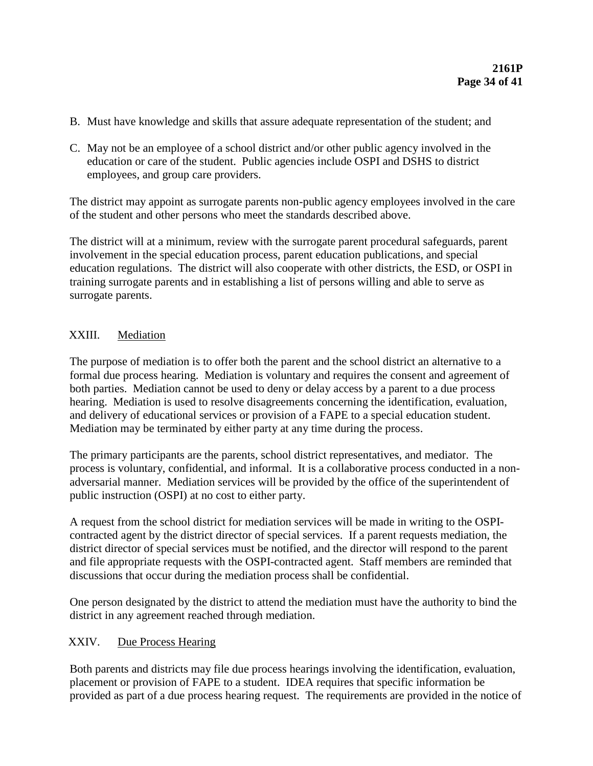B. Must have knowledge and skills that assure adequate representation of the student; and

C. May not be an employee of a school district and/or other public agency involved in the education or care of the student. Public agencies include OSPI and DSHS to district employees, and group care providers.

The district may appoint as surrogate parents non-public agency employees involved in the care of the student and other persons who meet the standards described above.

The district will at a minimum, review with the surrogate parent procedural safeguards, parent involvement in the special education process, parent education publications, and special education regulations. The district will also cooperate with other districts, the ESD, or OSPI in training surrogate parents and in establishing a list of persons willing and able to serve as surrogate parents.

## XXIII. Mediation

The purpose of mediation is to offer both the parent and the school district an alternative to a formal due process hearing. Mediation is voluntary and requires the consent and agreement of both parties. Mediation cannot be used to deny or delay access by a parent to a due process hearing. Mediation is used to resolve disagreements concerning the identification, evaluation, and delivery of educational services or provision of a FAPE to a special education student. Mediation may be terminated by either party at any time during the process.

The primary participants are the parents, school district representatives, and mediator. The process is voluntary, confidential, and informal. It is a collaborative process conducted in a non-adversarial manner. Mediation services will be provided by the office of the superintendent of public instruction (OSPI) at no cost to either party.

A request from the school district for mediation services will be made in writing to the OSPI-contracted agent by the district director of special services. If a parent requests mediation, the district director of special services must be notified, and the director will respond to the parent and file appropriate requests with the OSPI-contracted agent. Staff members are reminded that discussions that occur during the mediation process shall be confidential.

One person designated by the district to attend the mediation must have the authority to bind the district in any agreement reached through mediation.

## XXIV. Due Process Hearing

Both parents and districts may file due process hearings involving the identification, evaluation, placement or provision of FAPE to a student. IDEA requires that specific information be provided as part of a due process hearing request. The requirements are provided in the notice of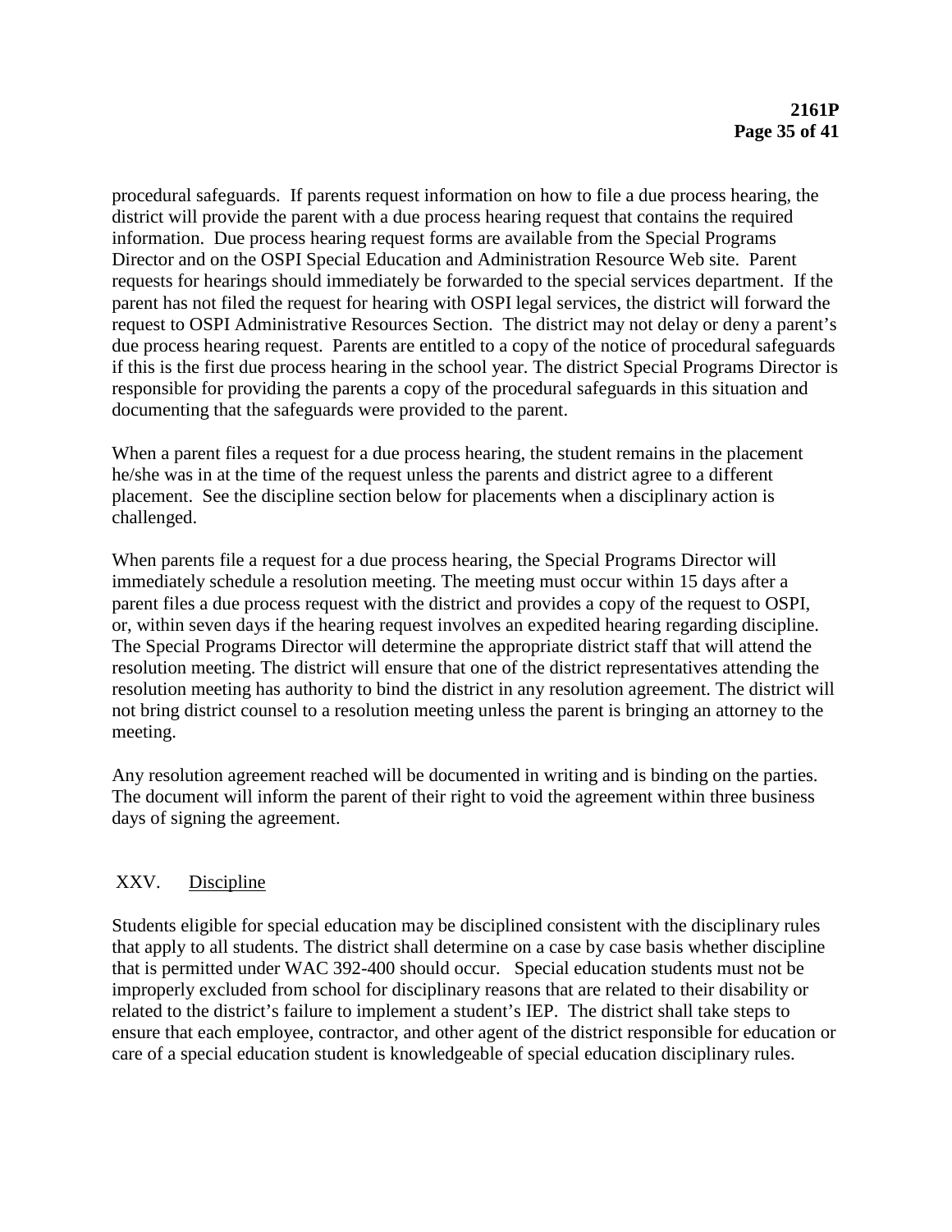procedural safeguards. If parents request information on how to file a due process hearing, the district will provide the parent with a due process hearing request that contains the required information. Due process hearing request forms are available from the Special Programs Director and on the OSPI Special Education and Administration Resource Web site. Parent requests for hearings should immediately be forwarded to the special services department. If the parent has not filed the request for hearing with OSPI legal services, the district will forward the request to OSPI Administrative Resources Section. The district may not delay or deny a parent's due process hearing request. Parents are entitled to a copy of the notice of procedural safeguards if this is the first due process hearing in the school year. The district Special Programs Director is responsible for providing the parents a copy of the procedural safeguards in this situation and documenting that the safeguards were provided to the parent.

When a parent files a request for a due process hearing, the student remains in the placement he/she was in at the time of the request unless the parents and district agree to a different placement. See the discipline section below for placements when a disciplinary action is challenged.

When parents file a request for a due process hearing, the Special Programs Director will immediately schedule a resolution meeting. The meeting must occur within 15 days after a parent files a due process request with the district and provides a copy of the request to OSPI, or, within seven days if the hearing request involves an expedited hearing regarding discipline. The Special Programs Director will determine the appropriate district staff that will attend the resolution meeting. The district will ensure that one of the district representatives attending the resolution meeting has authority to bind the district in any resolution agreement. The district will not bring district counsel to a resolution meeting unless the parent is bringing an attorney to the meeting.

Any resolution agreement reached will be documented in writing and is binding on the parties. The document will inform the parent of their right to void the agreement within three business days of signing the agreement.

## XXV. Discipline

Students eligible for special education may be disciplined consistent with the disciplinary rules that apply to all students. The district shall determine on a case by case basis whether discipline that is permitted under WAC 392-400 should occur. Special education students must not be improperly excluded from school for disciplinary reasons that are related to their disability or related to the district's failure to implement a student's IEP. The district shall take steps to ensure that each employee, contractor, and other agent of the district responsible for education or care of a special education student is knowledgeable of special education disciplinary rules.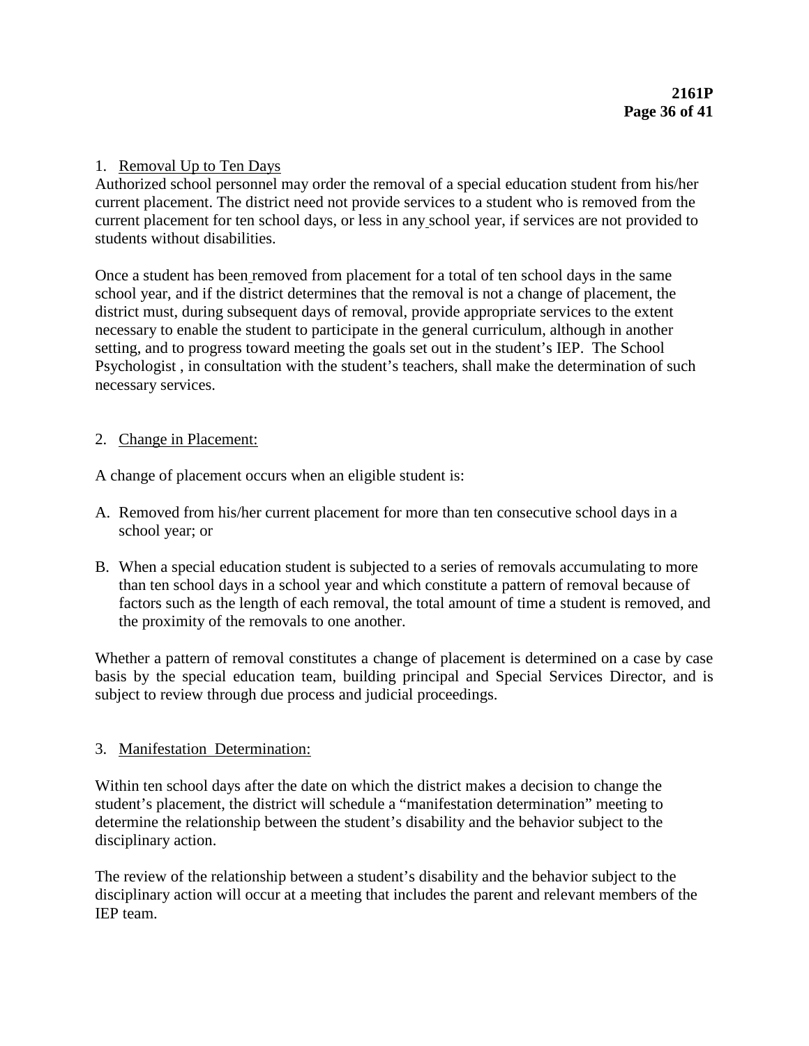1. Removal Up to Ten Days

Authorized school personnel may order the removal of a special education student from his/her current placement. The district need not provide services to a student who is removed from the current placement for ten school days, or less in any school year, if services are not provided to students without disabilities.

Once a student has been removed from placement for a total of ten school days in the same school year, and if the district determines that the removal is not a change of placement, the district must, during subsequent days of removal, provide appropriate services to the extent necessary to enable the student to participate in the general curriculum, although in another setting, and to progress toward meeting the goals set out in the student's IEP. The School Psychologist , in consultation with the student's teachers, shall make the determination of such necessary services.

2. Change in Placement:

A change of placement occurs when an eligible student is:

A. Removed from his/her current placement for more than ten consecutive school days in a school year; or

B. When a special education student is subjected to a series of removals accumulating to more than ten school days in a school year and which constitute a pattern of removal because of factors such as the length of each removal, the total amount of time a student is removed, and the proximity of the removals to one another.

Whether a pattern of removal constitutes a change of placement is determined on a case by case basis by the special education team, building principal and Special Services Director, and is subject to review through due process and judicial proceedings.

3. Manifestation Determination:

Within ten school days after the date on which the district makes a decision to change the student's placement, the district will schedule a "manifestation determination" meeting to determine the relationship between the student's disability and the behavior subject to the disciplinary action.

The review of the relationship between a student's disability and the behavior subject to the disciplinary action will occur at a meeting that includes the parent and relevant members of the IEP team.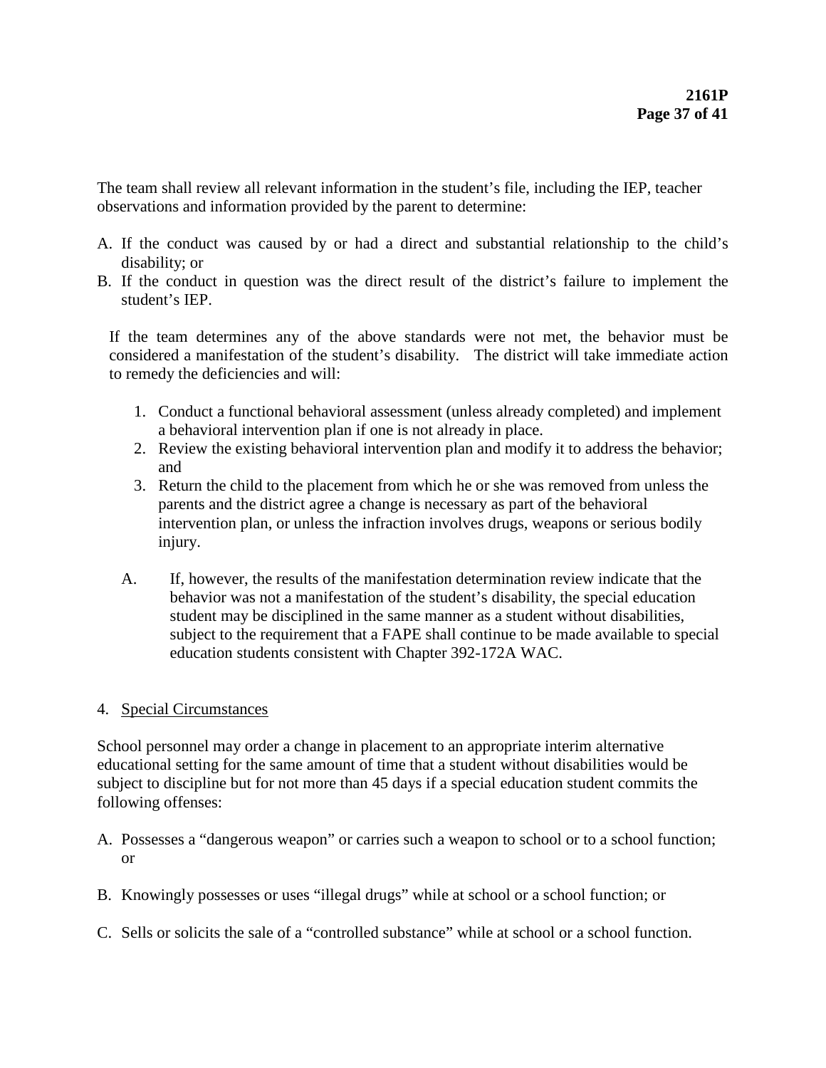The team shall review all relevant information in the student's file, including the IEP, teacher observations and information provided by the parent to determine:

A. If the conduct was caused by or had a direct and substantial relationship to the child's disability; or
B. If the conduct in question was the direct result of the district's failure to implement the student's IEP.

If the team determines any of the above standards were not met, the behavior must be considered a manifestation of the student's disability. The district will take immediate action to remedy the deficiencies and will:

1. Conduct a functional behavioral assessment (unless already completed) and implement a behavioral intervention plan if one is not already in place.
2. Review the existing behavioral intervention plan and modify it to address the behavior; and
3. Return the child to the placement from which he or she was removed from unless the parents and the district agree a change is necessary as part of the behavioral intervention plan, or unless the infraction involves drugs, weapons or serious bodily injury.

A. If, however, the results of the manifestation determination review indicate that the behavior was not a manifestation of the student's disability, the special education student may be disciplined in the same manner as a student without disabilities, subject to the requirement that a FAPE shall continue to be made available to special education students consistent with Chapter 392-172A WAC.

4. <u>Special Circumstances</u>

School personnel may order a change in placement to an appropriate interim alternative educational setting for the same amount of time that a student without disabilities would be subject to discipline but for not more than 45 days if a special education student commits the following offenses:

A. Possesses a "dangerous weapon" or carries such a weapon to school or to a school function; or

B. Knowingly possesses or uses "illegal drugs" while at school or a school function; or

C. Sells or solicits the sale of a "controlled substance" while at school or a school function.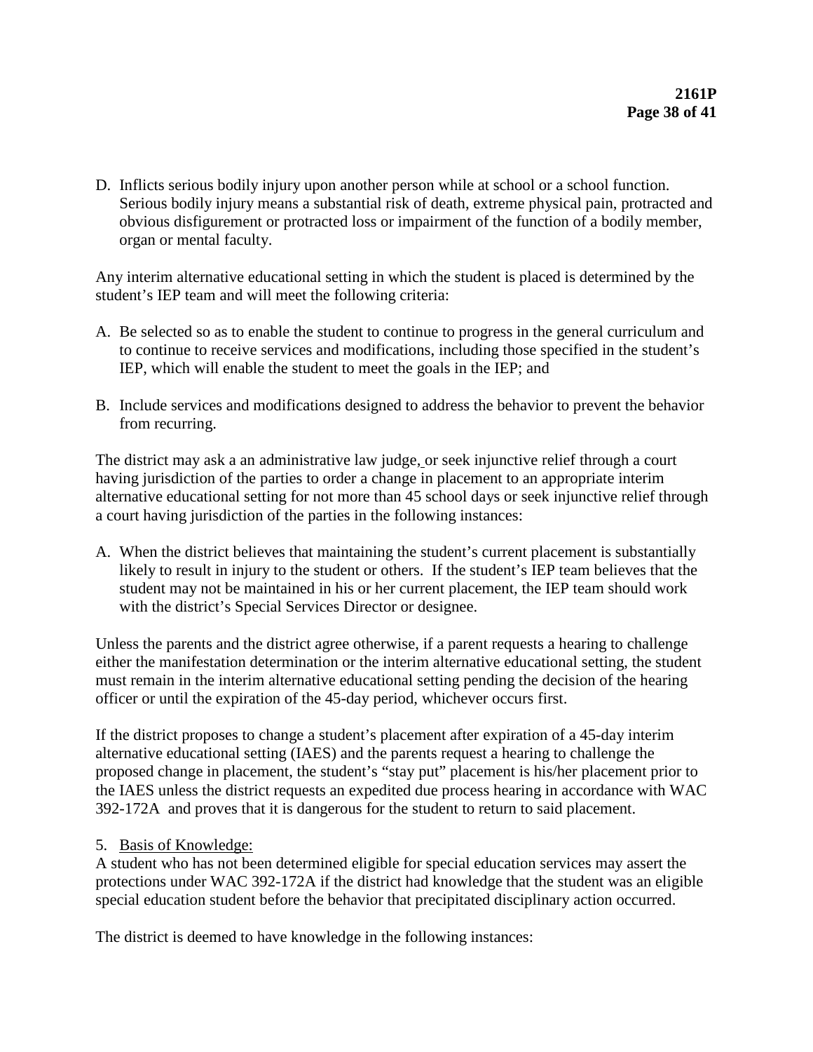D. Inflicts serious bodily injury upon another person while at school or a school function. Serious bodily injury means a substantial risk of death, extreme physical pain, protracted and obvious disfigurement or protracted loss or impairment of the function of a bodily member, organ or mental faculty.

Any interim alternative educational setting in which the student is placed is determined by the student's IEP team and will meet the following criteria:

A. Be selected so as to enable the student to continue to progress in the general curriculum and to continue to receive services and modifications, including those specified in the student's IEP, which will enable the student to meet the goals in the IEP; and

B. Include services and modifications designed to address the behavior to prevent the behavior from recurring.

The district may ask a an administrative law judge, or seek injunctive relief through a court having jurisdiction of the parties to order a change in placement to an appropriate interim alternative educational setting for not more than 45 school days or seek injunctive relief through a court having jurisdiction of the parties in the following instances:

A. When the district believes that maintaining the student's current placement is substantially likely to result in injury to the student or others. If the student's IEP team believes that the student may not be maintained in his or her current placement, the IEP team should work with the district's Special Services Director or designee.

Unless the parents and the district agree otherwise, if a parent requests a hearing to challenge either the manifestation determination or the interim alternative educational setting, the student must remain in the interim alternative educational setting pending the decision of the hearing officer or until the expiration of the 45-day period, whichever occurs first.

If the district proposes to change a student's placement after expiration of a 45-day interim alternative educational setting (IAES) and the parents request a hearing to challenge the proposed change in placement, the student's "stay put" placement is his/her placement prior to the IAES unless the district requests an expedited due process hearing in accordance with WAC 392-172A and proves that it is dangerous for the student to return to said placement.

5. Basis of Knowledge:
A student who has not been determined eligible for special education services may assert the protections under WAC 392-172A if the district had knowledge that the student was an eligible special education student before the behavior that precipitated disciplinary action occurred.

The district is deemed to have knowledge in the following instances: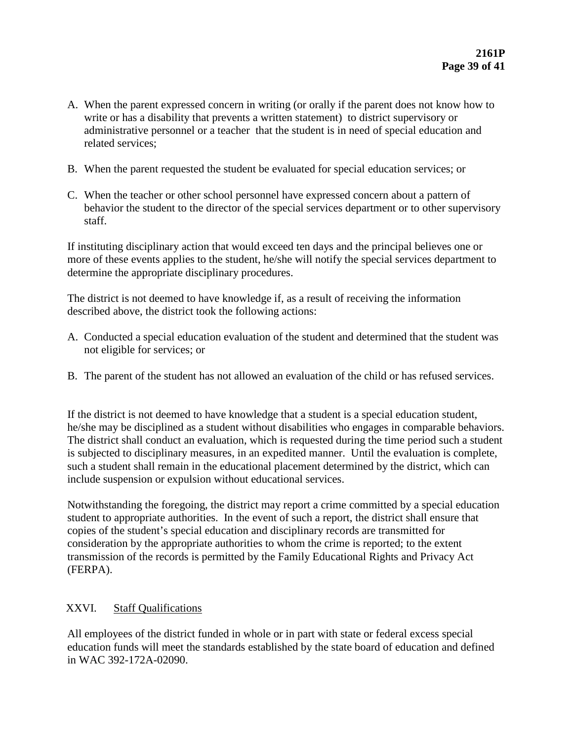A. When the parent expressed concern in writing (or orally if the parent does not know how to write or has a disability that prevents a written statement) to district supervisory or administrative personnel or a teacher that the student is in need of special education and related services;

B. When the parent requested the student be evaluated for special education services; or

C. When the teacher or other school personnel have expressed concern about a pattern of behavior the student to the director of the special services department or to other supervisory staff.

If instituting disciplinary action that would exceed ten days and the principal believes one or more of these events applies to the student, he/she will notify the special services department to determine the appropriate disciplinary procedures.

The district is not deemed to have knowledge if, as a result of receiving the information described above, the district took the following actions:

A. Conducted a special education evaluation of the student and determined that the student was not eligible for services; or

B. The parent of the student has not allowed an evaluation of the child or has refused services.

If the district is not deemed to have knowledge that a student is a special education student, he/she may be disciplined as a student without disabilities who engages in comparable behaviors. The district shall conduct an evaluation, which is requested during the time period such a student is subjected to disciplinary measures, in an expedited manner. Until the evaluation is complete, such a student shall remain in the educational placement determined by the district, which can include suspension or expulsion without educational services.

Notwithstanding the foregoing, the district may report a crime committed by a special education student to appropriate authorities. In the event of such a report, the district shall ensure that copies of the student's special education and disciplinary records are transmitted for consideration by the appropriate authorities to whom the crime is reported; to the extent transmission of the records is permitted by the Family Educational Rights and Privacy Act (FERPA).

## XXVI. Staff Qualifications

All employees of the district funded in whole or in part with state or federal excess special education funds will meet the standards established by the state board of education and defined in WAC 392-172A-02090.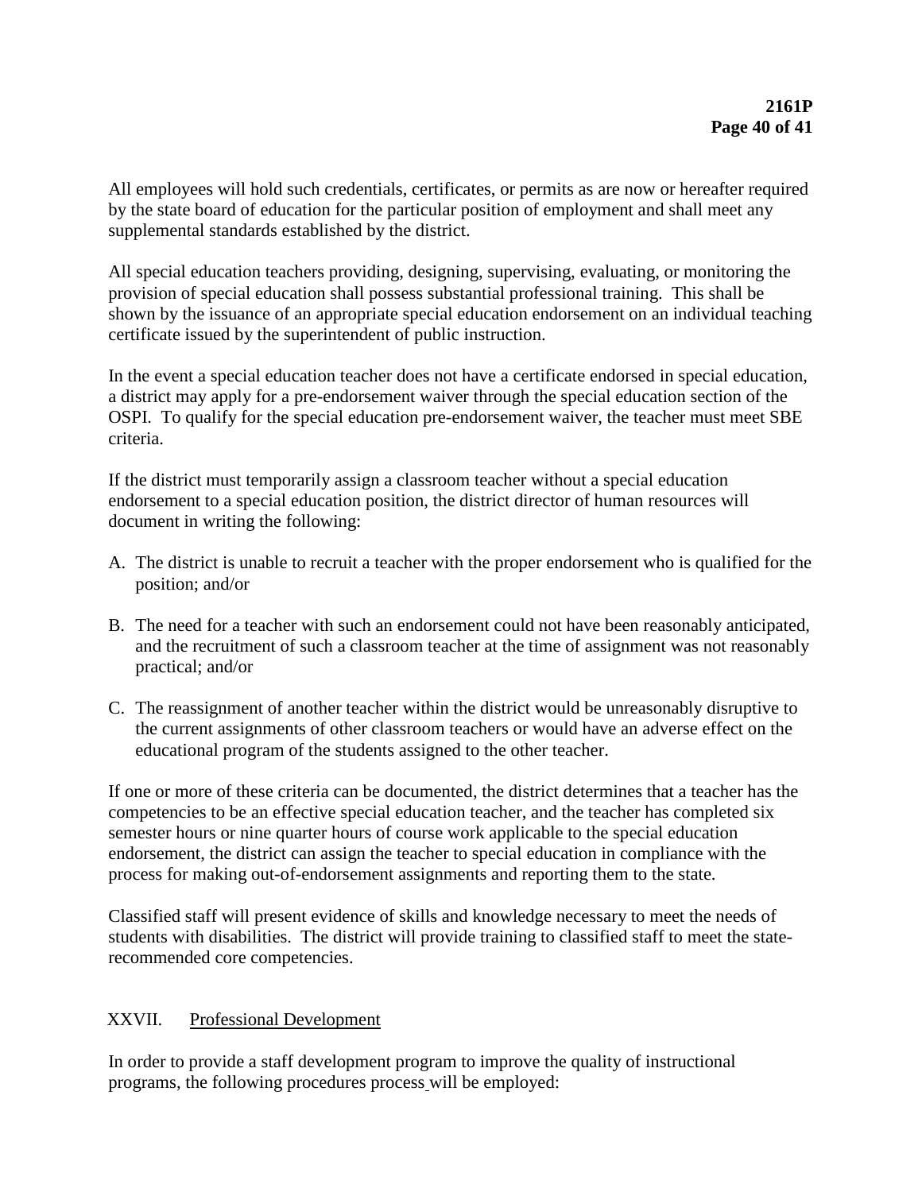All employees will hold such credentials, certificates, or permits as are now or hereafter required by the state board of education for the particular position of employment and shall meet any supplemental standards established by the district.

All special education teachers providing, designing, supervising, evaluating, or monitoring the provision of special education shall possess substantial professional training. This shall be shown by the issuance of an appropriate special education endorsement on an individual teaching certificate issued by the superintendent of public instruction.

In the event a special education teacher does not have a certificate endorsed in special education, a district may apply for a pre-endorsement waiver through the special education section of the OSPI. To qualify for the special education pre-endorsement waiver, the teacher must meet SBE criteria.

If the district must temporarily assign a classroom teacher without a special education endorsement to a special education position, the district director of human resources will document in writing the following:

A. The district is unable to recruit a teacher with the proper endorsement who is qualified for the position; and/or

B. The need for a teacher with such an endorsement could not have been reasonably anticipated, and the recruitment of such a classroom teacher at the time of assignment was not reasonably practical; and/or

C. The reassignment of another teacher within the district would be unreasonably disruptive to the current assignments of other classroom teachers or would have an adverse effect on the educational program of the students assigned to the other teacher.

If one or more of these criteria can be documented, the district determines that a teacher has the competencies to be an effective special education teacher, and the teacher has completed six semester hours or nine quarter hours of course work applicable to the special education endorsement, the district can assign the teacher to special education in compliance with the process for making out-of-endorsement assignments and reporting them to the state.

Classified staff will present evidence of skills and knowledge necessary to meet the needs of students with disabilities. The district will provide training to classified staff to meet the state-recommended core competencies.

## XXVII. Professional Development

In order to provide a staff development program to improve the quality of instructional programs, the following procedures process will be employed: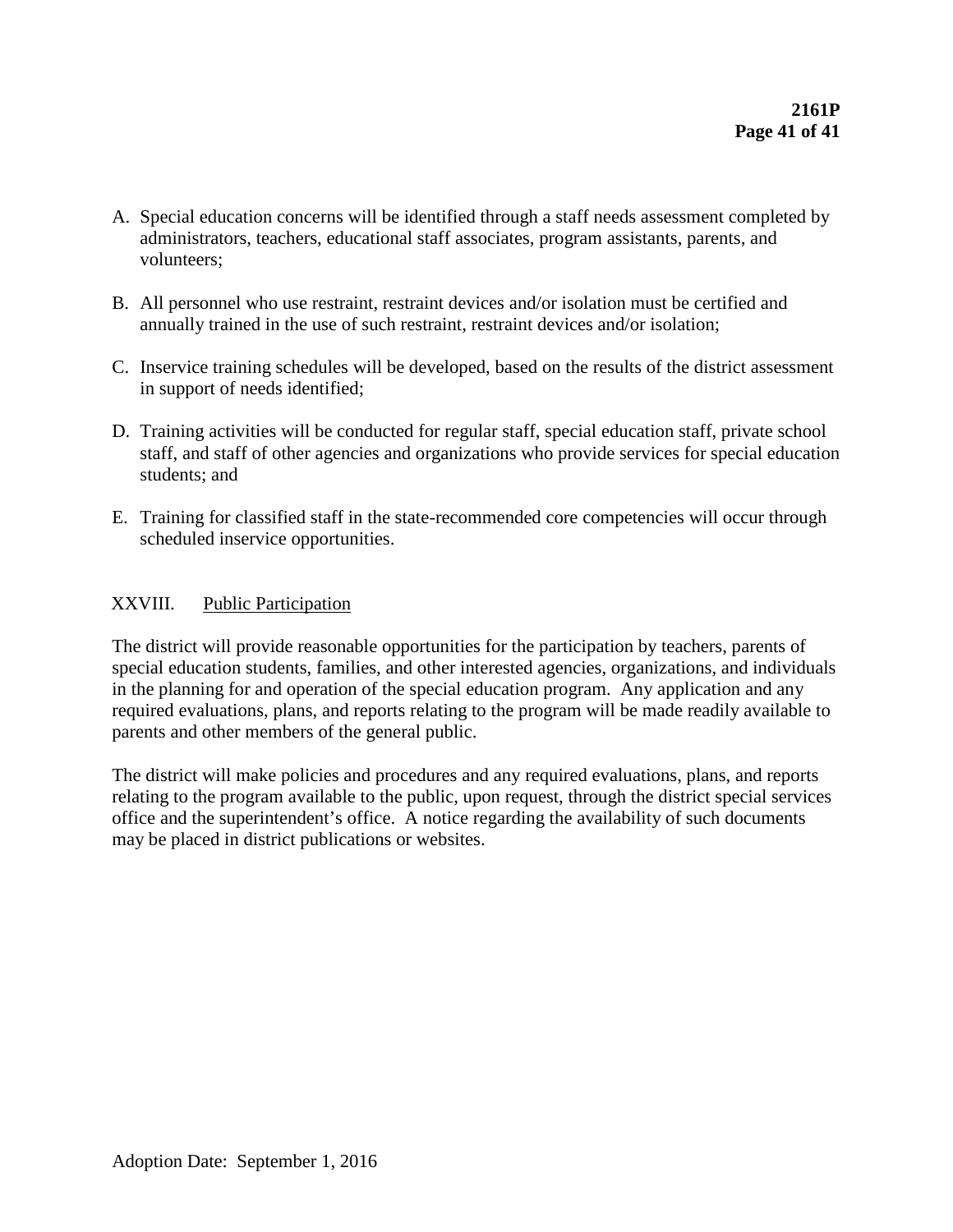A. Special education concerns will be identified through a staff needs assessment completed by administrators, teachers, educational staff associates, program assistants, parents, and volunteers;

B. All personnel who use restraint, restraint devices and/or isolation must be certified and annually trained in the use of such restraint, restraint devices and/or isolation;

C. Inservice training schedules will be developed, based on the results of the district assessment in support of needs identified;

D. Training activities will be conducted for regular staff, special education staff, private school staff, and staff of other agencies and organizations who provide services for special education students; and

E. Training for classified staff in the state-recommended core competencies will occur through scheduled inservice opportunities.

## XXVIII. Public Participation

The district will provide reasonable opportunities for the participation by teachers, parents of special education students, families, and other interested agencies, organizations, and individuals in the planning for and operation of the special education program. Any application and any required evaluations, plans, and reports relating to the program will be made readily available to parents and other members of the general public.

The district will make policies and procedures and any required evaluations, plans, and reports relating to the program available to the public, upon request, through the district special services office and the superintendent's office. A notice regarding the availability of such documents may be placed in district publications or websites.

Adoption Date: September 1, 2016